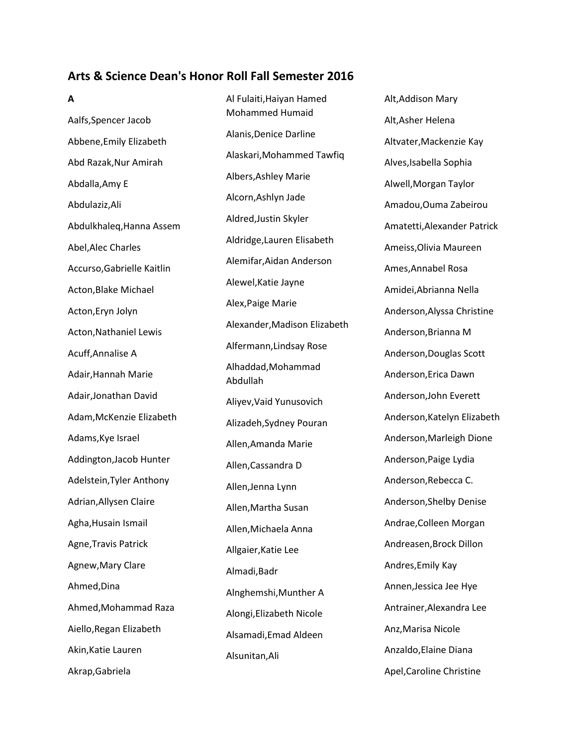# Arts & Science Dean's Honor Roll Fall Semester 2016

**A**

Aalfs,Spencer Jacob

Abbene,Emily Elizabeth

Abd Razak,Nur Amirah

Abdalla,Amy E

Abdulaziz,Ali

Abdulkhaleq,Hanna Assem

Abel,Alec Charles

Accurso,Gabrielle Kaitlin

Acton,Blake Michael

Acton,Eryn Jolyn

Acton,Nathaniel Lewis

Acuff,Annalise A

Adair,Hannah Marie

Adair,Jonathan David

Adam,McKenzie Elizabeth

Adams,Kye Israel

Addington,Jacob Hunter

Adelstein,Tyler Anthony

Adrian,Allysen Claire

Agha,Husain Ismail

Agne,Travis Patrick

Agnew,Mary Clare

Ahmed,Dina

Ahmed,Mohammad Raza

Aiello,Regan Elizabeth

Akin,Katie Lauren

Akrap,Gabriela

Al Fulaiti,Haiyan Hamed Mohammed Humaid

Alanis,Denice Darline

Alaskari,Mohammed Tawfiq

Albers,Ashley Marie

Alcorn,Ashlyn Jade

Aldred,Justin Skyler

Aldridge,Lauren Elisabeth

Alemifar,Aidan Anderson

Alewel,Katie Jayne

Alex,Paige Marie

Alexander,Madison Elizabeth

Alfermann,Lindsay Rose

Alhaddad,Mohammad Abdullah

Aliyev,Vaid Yunusovich

Alizadeh,Sydney Pouran

Allen,Amanda Marie

Allen,Cassandra D

Allen,Jenna Lynn

Allen,Martha Susan

Allen,Michaela Anna

Allgaier,Katie Lee

Almadi,Badr

Alnghemshi,Munther A

Alongi,Elizabeth Nicole

Alsamadi,Emad Aldeen

Alsunitan,Ali

Alt,Addison Mary

Alt,Asher Helena

Altvater,Mackenzie Kay

Alves,Isabella Sophia

Alwell,Morgan Taylor

Amadou,Ouma Zabeirou

Amatetti,Alexander Patrick

Ameiss,Olivia Maureen

Ames,Annabel Rosa

Amidei,Abrianna Nella

Anderson,Alyssa Christine

Anderson,Brianna M

Anderson,Douglas Scott

Anderson,Erica Dawn

Anderson,John Everett

Anderson,Katelyn Elizabeth

Anderson,Marleigh Dione

Anderson,Paige Lydia

Anderson,Rebecca C.

Anderson,Shelby Denise

Andrae,Colleen Morgan

Andreasen,Brock Dillon

Andres,Emily Kay

Annen,Jessica Jee Hye

Antrainer,Alexandra Lee

Anz,Marisa Nicole

Anzaldo,Elaine Diana

Apel,Caroline Christine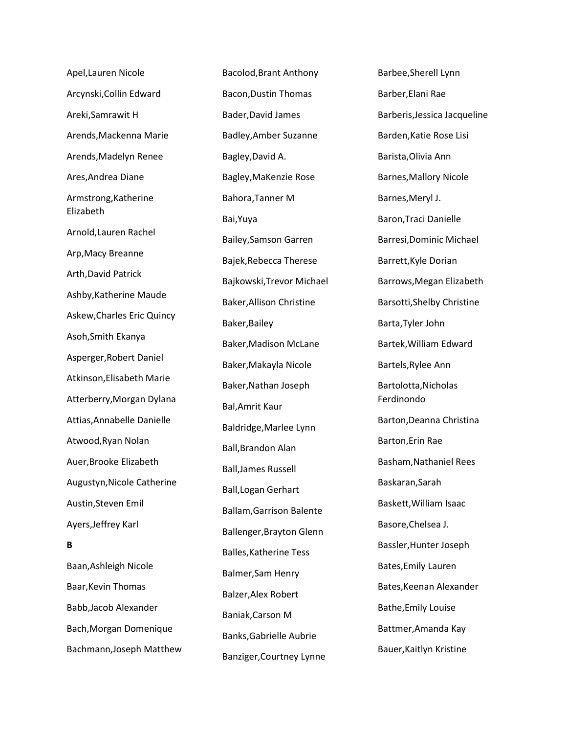Apel,Lauren Nicole

Arcynski,Collin Edward

Areki,Samrawit H

Arends,Mackenna Marie

Arends,Madelyn Renee

Ares,Andrea Diane

Armstrong,Katherine Elizabeth

Arnold,Lauren Rachel

Arp,Macy Breanne

Arth,David Patrick

Ashby,Katherine Maude

Askew,Charles Eric Quincy

Asoh,Smith Ekanya

Asperger,Robert Daniel

Atkinson,Elisabeth Marie

Atterberry,Morgan Dylana

Attias,Annabelle Danielle

Atwood,Ryan Nolan

Auer,Brooke Elizabeth

Augustyn,Nicole Catherine

Austin,Steven Emil

Ayers,Jeffrey Karl

**B**

Baan,Ashleigh Nicole

Baar,Kevin Thomas

Babb,Jacob Alexander

Bach,Morgan Domenique

Bachmann,Joseph Matthew

Bacolod,Brant Anthony

Bacon,Dustin Thomas

Bader,David James

Badley,Amber Suzanne

Bagley,David A.

Bagley,MaKenzie Rose

Bahora,Tanner M

Bai,Yuya

Bailey,Samson Garren

Bajek,Rebecca Therese

Bajkowski,Trevor Michael

Baker,Allison Christine

Baker,Bailey

Baker,Madison McLane

Baker,Makayla Nicole

Baker,Nathan Joseph

Bal,Amrit Kaur

Baldridge,Marlee Lynn

Ball,Brandon Alan

Ball,James Russell

Ball,Logan Gerhart

Ballam,Garrison Balente

Ballenger,Brayton Glenn

Balles,Katherine Tess

Balmer,Sam Henry

Balzer,Alex Robert

Baniak,Carson M

Banks,Gabrielle Aubrie

Banziger,Courtney Lynne

Barbee,Sherell Lynn

Barber,Elani Rae

Barberis,Jessica Jacqueline

Barden,Katie Rose Lisi

Barista,Olivia Ann

Barnes,Mallory Nicole

Barnes,Meryl J.

Baron,Traci Danielle

Barresi,Dominic Michael

Barrett,Kyle Dorian

Barrows,Megan Elizabeth

Barsotti,Shelby Christine

Barta,Tyler John

Bartek,William Edward

Bartels,Rylee Ann

Bartolotta,Nicholas Ferdinondo

Barton,Deanna Christina

Barton,Erin Rae

Basham,Nathaniel Rees

Baskaran,Sarah

Baskett,William Isaac

Basore,Chelsea J.

Bassler,Hunter Joseph

Bates,Emily Lauren

Bates,Keenan Alexander

Bathe,Emily Louise

Battmer,Amanda Kay

Bauer,Kaitlyn Kristine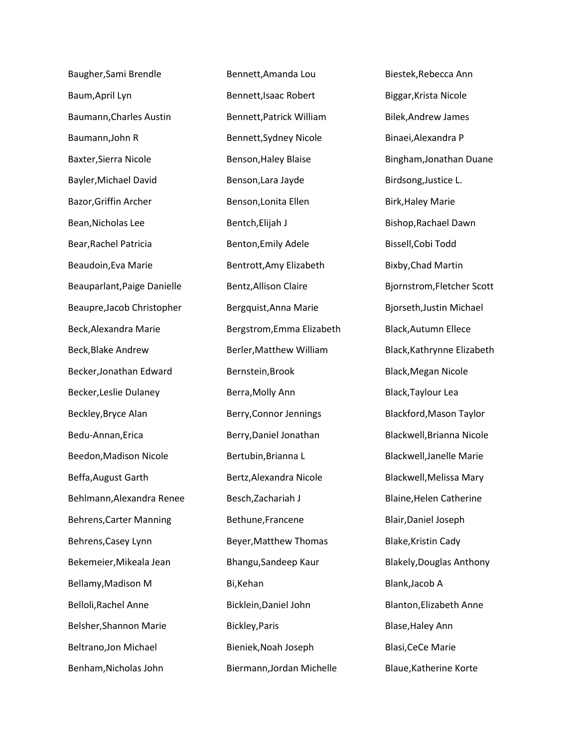Baugher,Sami Brendle

Baum,April Lyn

Baumann,Charles Austin

Baumann,John R

Baxter,Sierra Nicole

Bayler,Michael David

Bazor,Griffin Archer

Bean,Nicholas Lee

Bear,Rachel Patricia

Beaudoin,Eva Marie

Beauparlant,Paige Danielle

Beaupre,Jacob Christopher

Beck,Alexandra Marie

Beck,Blake Andrew

Becker,Jonathan Edward

Becker,Leslie Dulaney

Beckley,Bryce Alan

Bedu-Annan,Erica

Beedon,Madison Nicole

Beffa,August Garth

Behlmann,Alexandra Renee

Behrens,Carter Manning

Behrens,Casey Lynn

Bekemeier,Mikeala Jean

Bellamy,Madison M

Belloli,Rachel Anne

Belsher,Shannon Marie

Beltrano,Jon Michael

Benham,Nicholas John

Bennett,Amanda Lou

Bennett,Isaac Robert

Bennett,Patrick William

Bennett,Sydney Nicole

Benson,Haley Blaise

Benson,Lara Jayde

Benson,Lonita Ellen

Bentch,Elijah J

Benton,Emily Adele

Bentrott,Amy Elizabeth

Bentz,Allison Claire

Bergquist,Anna Marie

Bergstrom,Emma Elizabeth

Berler,Matthew William

Bernstein,Brook

Berra,Molly Ann

Berry,Connor Jennings

Berry,Daniel Jonathan

Bertubin,Brianna L

Bertz,Alexandra Nicole

Besch,Zachariah J

Bethune,Francene

Beyer,Matthew Thomas

Bhangu,Sandeep Kaur

Bi,Kehan

Bicklein,Daniel John

Bickley,Paris

Bieniek,Noah Joseph

Biermann,Jordan Michelle

Biestek,Rebecca Ann

Biggar,Krista Nicole

Bilek,Andrew James

Binaei,Alexandra P

Bingham,Jonathan Duane

Birdsong,Justice L.

Birk,Haley Marie

Bishop,Rachael Dawn

Bissell,Cobi Todd

Bixby,Chad Martin

Bjornstrom,Fletcher Scott

Bjorseth,Justin Michael

Black,Autumn Ellece

Black,Kathrynne Elizabeth

Black,Megan Nicole

Black,Taylour Lea

Blackford,Mason Taylor

Blackwell,Brianna Nicole

Blackwell,Janelle Marie

Blackwell,Melissa Mary

Blaine,Helen Catherine

Blair,Daniel Joseph

Blake,Kristin Cady

Blakely,Douglas Anthony

Blank,Jacob A

Blanton,Elizabeth Anne

Blase,Haley Ann

Blasi,CeCe Marie

Blaue,Katherine Korte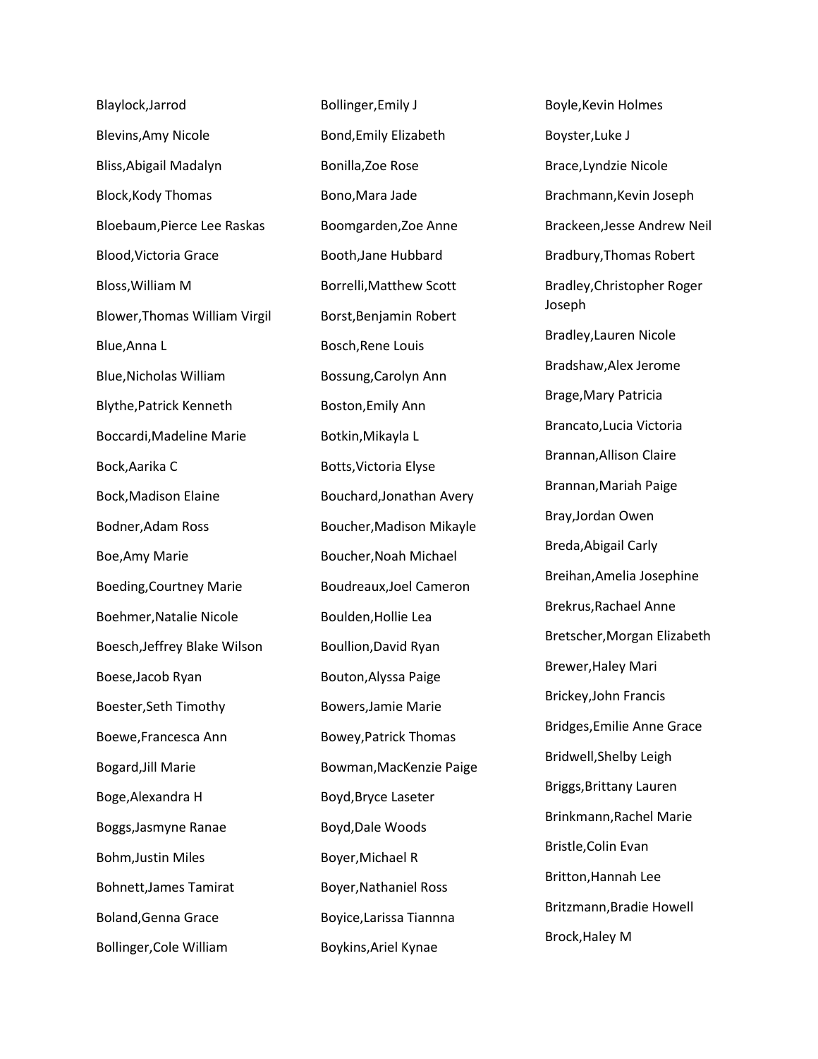Blaylock,Jarrod

Blevins,Amy Nicole

Bliss,Abigail Madalyn

Block,Kody Thomas

Bloebaum,Pierce Lee Raskas

Blood,Victoria Grace

Bloss,William M

Blower,Thomas William Virgil

Blue,Anna L

Blue,Nicholas William

Blythe,Patrick Kenneth

Boccardi,Madeline Marie

Bock,Aarika C

Bock,Madison Elaine

Bodner,Adam Ross

Boe,Amy Marie

Boeding,Courtney Marie

Boehmer,Natalie Nicole

Boesch,Jeffrey Blake Wilson

Boese,Jacob Ryan

Boester,Seth Timothy

Boewe,Francesca Ann

Bogard,Jill Marie

Boge,Alexandra H

Boggs,Jasmyne Ranae

Bohm,Justin Miles

Bohnett,James Tamirat

Boland,Genna Grace

Bollinger,Cole William

Bollinger,Emily J

Bond,Emily Elizabeth

Bonilla,Zoe Rose

Bono,Mara Jade

Boomgarden,Zoe Anne

Booth,Jane Hubbard

Borrelli,Matthew Scott

Borst,Benjamin Robert

Bosch,Rene Louis

Bossung,Carolyn Ann

Boston,Emily Ann

Botkin,Mikayla L

Botts,Victoria Elyse

Bouchard,Jonathan Avery

Boucher,Madison Mikayle

Boucher,Noah Michael

Boudreaux,Joel Cameron

Boulden,Hollie Lea

Boullion,David Ryan

Bouton,Alyssa Paige

Bowers,Jamie Marie

Bowey,Patrick Thomas

Bowman,MacKenzie Paige

Boyd,Bryce Laseter

Boyd,Dale Woods

Boyer,Michael R

Boyer,Nathaniel Ross

Boyice,Larissa Tiannna

Boykins,Ariel Kynae

Boyle,Kevin Holmes

Boyster,Luke J

Brace,Lyndzie Nicole

Brachmann,Kevin Joseph

Brackeen,Jesse Andrew Neil

Bradbury,Thomas Robert

Bradley,Christopher Roger Joseph

Bradley,Lauren Nicole

Bradshaw,Alex Jerome

Brage,Mary Patricia

Brancato,Lucia Victoria

Brannan,Allison Claire

Brannan,Mariah Paige

Bray,Jordan Owen

Breda,Abigail Carly

Breihan,Amelia Josephine

Brekrus,Rachael Anne

Bretscher,Morgan Elizabeth

Brewer,Haley Mari

Brickey,John Francis

Bridges,Emilie Anne Grace

Bridwell,Shelby Leigh

Briggs,Brittany Lauren

Brinkmann,Rachel Marie

Bristle,Colin Evan

Britton,Hannah Lee

Britzmann,Bradie Howell

Brock,Haley M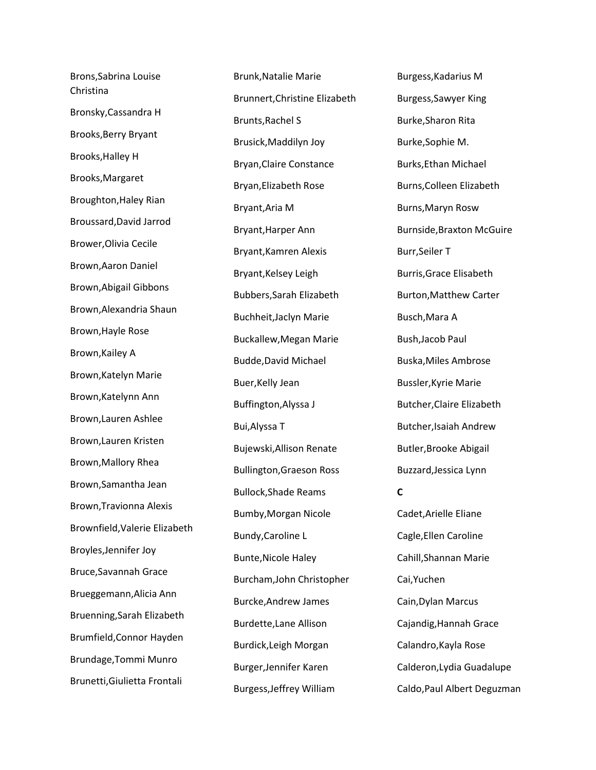Brons,Sabrina Louise Christina

Bronsky,Cassandra H

Brooks,Berry Bryant

Brooks,Halley H

Brooks,Margaret

Broughton,Haley Rian

Broussard,David Jarrod

Brower,Olivia Cecile

Brown,Aaron Daniel

Brown,Abigail Gibbons

Brown,Alexandria Shaun

Brown,Hayle Rose

Brown,Kailey A

Brown,Katelyn Marie

Brown,Katelynn Ann

Brown,Lauren Ashlee

Brown,Lauren Kristen

Brown,Mallory Rhea

Brown,Samantha Jean

Brown,Travionna Alexis

Brownfield,Valerie Elizabeth

Broyles,Jennifer Joy

Bruce,Savannah Grace

Brueggemann,Alicia Ann

Bruenning,Sarah Elizabeth

Brumfield,Connor Hayden

Brundage,Tommi Munro

Brunetti,Giulietta Frontali

Brunk,Natalie Marie

Brunnert,Christine Elizabeth

Brunts,Rachel S

Brusick,Maddilyn Joy

Bryan,Claire Constance

Bryan,Elizabeth Rose

Bryant,Aria M

Bryant,Harper Ann

Bryant,Kamren Alexis

Bryant,Kelsey Leigh

Bubbers,Sarah Elizabeth

Buchheit,Jaclyn Marie

Buckallew,Megan Marie

Budde,David Michael

Buer,Kelly Jean

Buffington,Alyssa J

Bui,Alyssa T

Bujewski,Allison Renate

Bullington,Graeson Ross

Bullock,Shade Reams

Bumby,Morgan Nicole

Bundy,Caroline L

Bunte,Nicole Haley

Burcham,John Christopher

Burcke,Andrew James

Burdette,Lane Allison

Burdick,Leigh Morgan

Burger,Jennifer Karen

Burgess,Jeffrey William

Burgess,Kadarius M

Burgess,Sawyer King

Burke,Sharon Rita

Burke,Sophie M.

Burks,Ethan Michael

Burns,Colleen Elizabeth

Burns,Maryn Rosw

Burnside,Braxton McGuire

Burr,Seiler T

Burris,Grace Elisabeth

Burton,Matthew Carter

Busch,Mara A

Bush,Jacob Paul

Buska,Miles Ambrose

Bussler,Kyrie Marie

Butcher,Claire Elizabeth

Butcher,Isaiah Andrew

Butler,Brooke Abigail

Buzzard,Jessica Lynn

**C**

Cadet,Arielle Eliane

Cagle,Ellen Caroline

Cahill,Shannan Marie

Cai,Yuchen

Cain,Dylan Marcus

Cajandig,Hannah Grace

Calandro,Kayla Rose

Calderon,Lydia Guadalupe

Caldo,Paul Albert Deguzman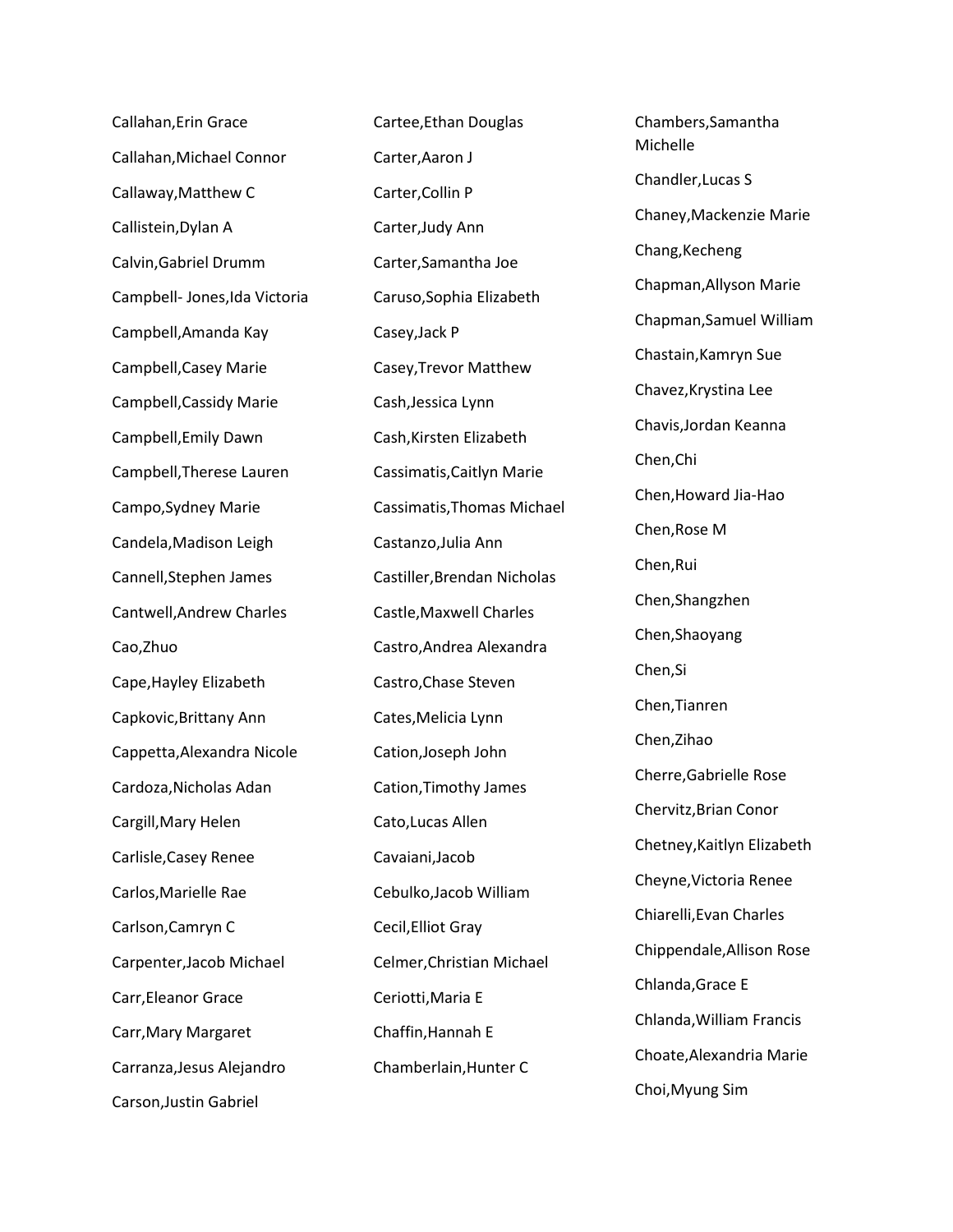Callahan,Erin Grace

Callahan,Michael Connor

Callaway,Matthew C

Callistein,Dylan A

Calvin,Gabriel Drumm

Campbell- Jones,Ida Victoria

Campbell,Amanda Kay

Campbell,Casey Marie

Campbell,Cassidy Marie

Campbell,Emily Dawn

Campbell,Therese Lauren

Campo,Sydney Marie

Candela,Madison Leigh

Cannell,Stephen James

Cantwell,Andrew Charles

Cao,Zhuo

Cape,Hayley Elizabeth

Capkovic,Brittany Ann

Cappetta,Alexandra Nicole

Cardoza,Nicholas Adan

Cargill,Mary Helen

Carlisle,Casey Renee

Carlos,Marielle Rae

Carlson,Camryn C

Carpenter,Jacob Michael

Carr,Eleanor Grace

Carr,Mary Margaret

Carranza,Jesus Alejandro

Carson,Justin Gabriel

Cartee,Ethan Douglas

Carter,Aaron J

Carter,Collin P

Carter,Judy Ann

Carter,Samantha Joe

Caruso,Sophia Elizabeth

Casey,Jack P

Casey,Trevor Matthew

Cash,Jessica Lynn

Cash,Kirsten Elizabeth

Cassimatis,Caitlyn Marie

Cassimatis,Thomas Michael

Castanzo,Julia Ann

Castiller,Brendan Nicholas

Castle,Maxwell Charles

Castro,Andrea Alexandra

Castro,Chase Steven

Cates,Melicia Lynn

Cation,Joseph John

Cation,Timothy James

Cato,Lucas Allen

Cavaiani,Jacob

Cebulko,Jacob William

Cecil,Elliot Gray

Celmer,Christian Michael

Ceriotti,Maria E

Chaffin,Hannah E

Chamberlain,Hunter C

Chambers,Samantha Michelle

Chandler,Lucas S

Chaney,Mackenzie Marie

Chang,Kecheng

Chapman,Allyson Marie

Chapman,Samuel William

Chastain,Kamryn Sue

Chavez,Krystina Lee

Chavis,Jordan Keanna

Chen,Chi

Chen,Howard Jia-Hao

Chen,Rose M

Chen,Rui

Chen,Shangzhen

Chen,Shaoyang

Chen,Si

Chen,Tianren

Chen,Zihao

Cherre,Gabrielle Rose

Chervitz,Brian Conor

Chetney,Kaitlyn Elizabeth

Cheyne,Victoria Renee

Chiarelli,Evan Charles

Chippendale,Allison Rose

Chlanda,Grace E

Chlanda,William Francis

Choate,Alexandria Marie

Choi,Myung Sim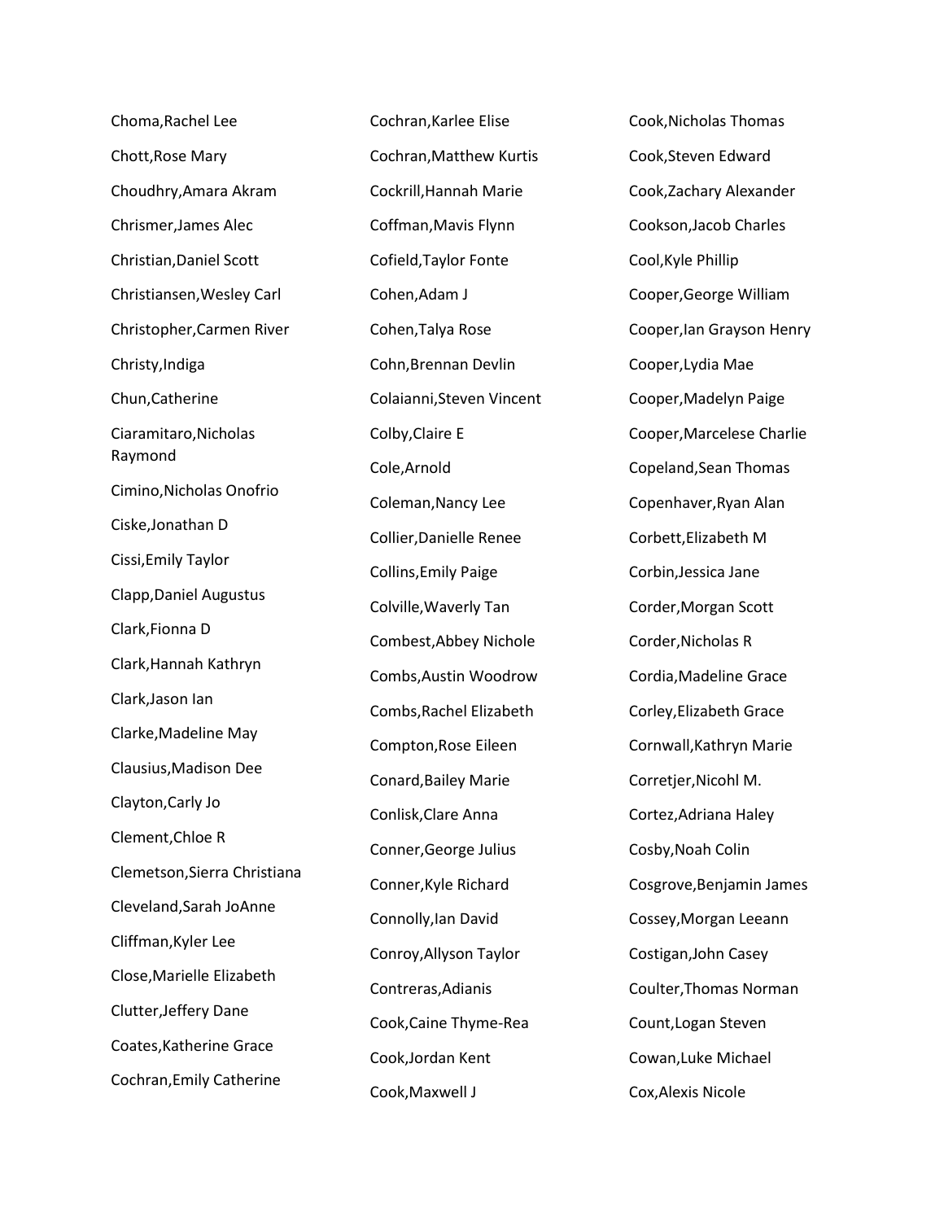Choma,Rachel Lee

Chott,Rose Mary

Choudhry,Amara Akram

Chrismer,James Alec

Christian,Daniel Scott

Christiansen,Wesley Carl

Christopher,Carmen River

Christy,Indiga

Chun,Catherine

Ciaramitaro,Nicholas Raymond

Cimino,Nicholas Onofrio

Ciske,Jonathan D

Cissi,Emily Taylor

Clapp,Daniel Augustus

Clark,Fionna D

Clark,Hannah Kathryn

Clark,Jason Ian

Clarke,Madeline May

Clausius,Madison Dee

Clayton,Carly Jo

Clement,Chloe R

Clemetson,Sierra Christiana

Cleveland,Sarah JoAnne

Cliffman,Kyler Lee

Close,Marielle Elizabeth

Clutter,Jeffery Dane

Coates,Katherine Grace

Cochran,Emily Catherine

Cochran,Karlee Elise

Cochran,Matthew Kurtis

Cockrill,Hannah Marie

Coffman,Mavis Flynn

Cofield,Taylor Fonte

Cohen,Adam J

Cohen,Talya Rose

Cohn,Brennan Devlin

Colaianni,Steven Vincent

Colby,Claire E

Cole,Arnold

Coleman,Nancy Lee

Collier,Danielle Renee

Collins,Emily Paige

Colville,Waverly Tan

Combest,Abbey Nichole

Combs,Austin Woodrow

Combs,Rachel Elizabeth

Compton,Rose Eileen

Conard,Bailey Marie

Conlisk,Clare Anna

Conner,George Julius

Conner,Kyle Richard

Connolly,Ian David

Conroy,Allyson Taylor

Contreras,Adianis

Cook,Caine Thyme-Rea

Cook,Jordan Kent

Cook,Maxwell J

Cook,Nicholas Thomas

Cook,Steven Edward

Cook,Zachary Alexander

Cookson,Jacob Charles

Cool,Kyle Phillip

Cooper,George William

Cooper,Ian Grayson Henry

Cooper,Lydia Mae

Cooper,Madelyn Paige

Cooper,Marcelese Charlie

Copeland,Sean Thomas

Copenhaver,Ryan Alan

Corbett,Elizabeth M

Corbin,Jessica Jane

Corder,Morgan Scott

Corder,Nicholas R

Cordia,Madeline Grace

Corley,Elizabeth Grace

Cornwall,Kathryn Marie

Corretjer,Nicohl M.

Cortez,Adriana Haley

Cosby,Noah Colin

Cosgrove,Benjamin James

Cossey,Morgan Leeann

Costigan,John Casey

Coulter,Thomas Norman

Count,Logan Steven

Cowan,Luke Michael

Cox,Alexis Nicole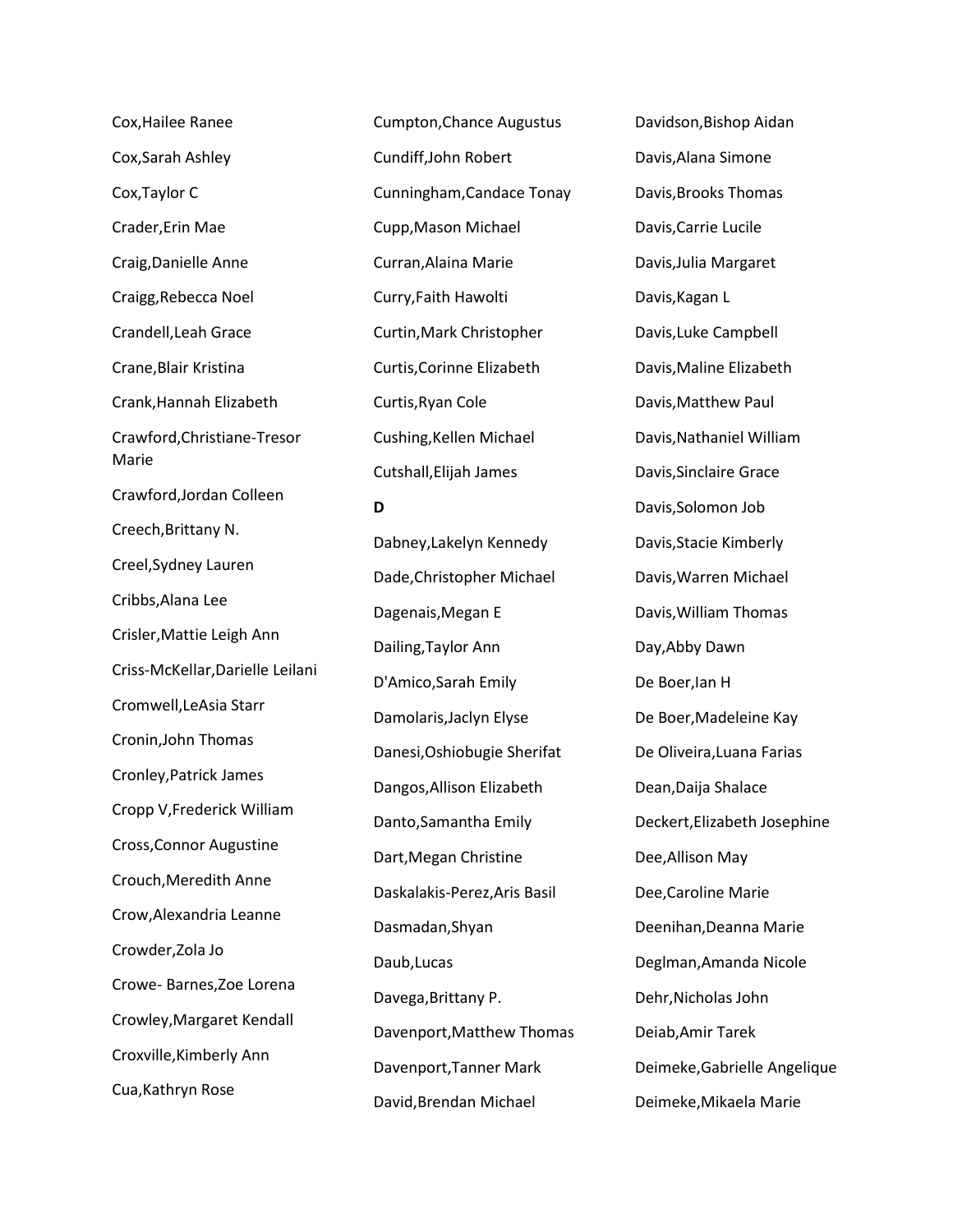Cox,Hailee Ranee

Cox,Sarah Ashley

Cox,Taylor C

Crader,Erin Mae

Craig,Danielle Anne

Craigg,Rebecca Noel

Crandell,Leah Grace

Crane,Blair Kristina

Crank,Hannah Elizabeth

Crawford,Christiane-Tresor Marie

Crawford,Jordan Colleen

Creech,Brittany N.

Creel,Sydney Lauren

Cribbs,Alana Lee

Crisler,Mattie Leigh Ann

Criss-McKellar,Darielle Leilani

Cromwell,LeAsia Starr

Cronin,John Thomas

Cronley,Patrick James

Cropp V,Frederick William

Cross,Connor Augustine

Crouch,Meredith Anne

Crow,Alexandria Leanne

Crowder,Zola Jo

Crowe- Barnes,Zoe Lorena

Crowley,Margaret Kendall

Croxville,Kimberly Ann

Cua,Kathryn Rose

Cumpton,Chance Augustus

Cundiff,John Robert

Cunningham,Candace Tonay

Cupp,Mason Michael

Curran,Alaina Marie

Curry,Faith Hawolti

Curtin,Mark Christopher

Curtis,Corinne Elizabeth

Curtis,Ryan Cole

Cushing,Kellen Michael

Cutshall,Elijah James

**D**

Dabney,Lakelyn Kennedy

Dade,Christopher Michael

Dagenais,Megan E

Dailing,Taylor Ann

D'Amico,Sarah Emily

Damolaris,Jaclyn Elyse

Danesi,Oshiobugie Sherifat

Dangos,Allison Elizabeth

Danto,Samantha Emily

Dart,Megan Christine

Daskalakis-Perez,Aris Basil

Dasmadan,Shyan

Daub,Lucas

Davega,Brittany P.

Davenport,Matthew Thomas

Davenport,Tanner Mark

David,Brendan Michael

Davidson,Bishop Aidan

Davis,Alana Simone

Davis,Brooks Thomas

Davis,Carrie Lucile

Davis,Julia Margaret

Davis,Kagan L

Davis,Luke Campbell

Davis,Maline Elizabeth

Davis,Matthew Paul

Davis,Nathaniel William

Davis,Sinclaire Grace

Davis,Solomon Job

Davis,Stacie Kimberly

Davis,Warren Michael

Davis,William Thomas

Day,Abby Dawn

De Boer,Ian H

De Boer,Madeleine Kay

De Oliveira,Luana Farias

Dean,Daija Shalace

Deckert,Elizabeth Josephine

Dee,Allison May

Dee,Caroline Marie

Deenihan,Deanna Marie

Deglman,Amanda Nicole

Dehr,Nicholas John

Deiab,Amir Tarek

Deimeke,Gabrielle Angelique

Deimeke,Mikaela Marie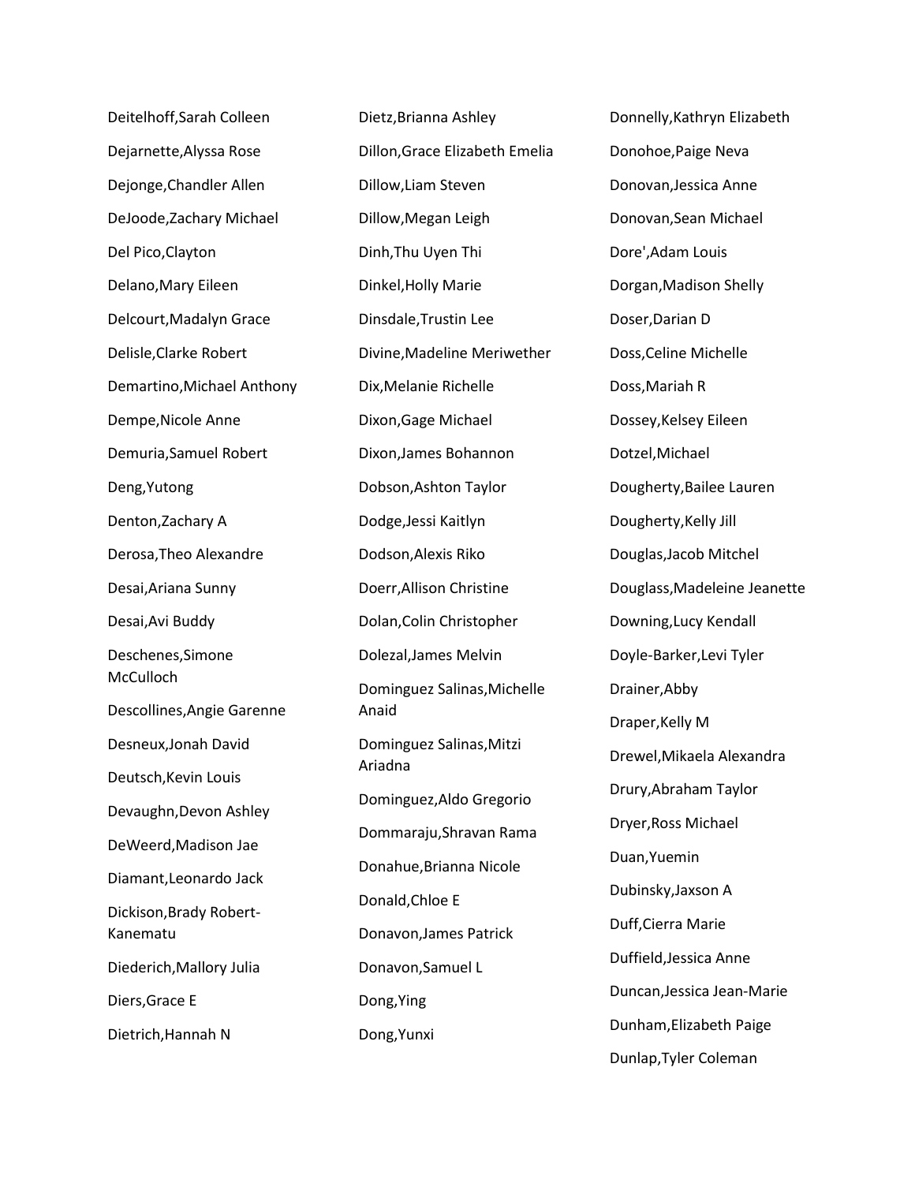Deitelhoff,Sarah Colleen

Dejarnette,Alyssa Rose

Dejonge,Chandler Allen

DeJoode,Zachary Michael

Del Pico,Clayton

Delano,Mary Eileen

Delcourt,Madalyn Grace

Delisle,Clarke Robert

Demartino,Michael Anthony

Dempe,Nicole Anne

Demuria,Samuel Robert

Deng,Yutong

Denton,Zachary A

Derosa,Theo Alexandre

Desai,Ariana Sunny

Desai,Avi Buddy

Deschenes,Simone McCulloch

Descollines,Angie Garenne

Desneux,Jonah David

Deutsch,Kevin Louis

Devaughn,Devon Ashley

DeWeerd,Madison Jae

Diamant,Leonardo Jack

Dickison,Brady Robert-Kanematu

Diederich,Mallory Julia

Diers,Grace E

Dietrich,Hannah N

Dietz,Brianna Ashley

Dillon,Grace Elizabeth Emelia

Dillow,Liam Steven

Dillow,Megan Leigh

Dinh,Thu Uyen Thi

Dinkel,Holly Marie

Dinsdale,Trustin Lee

Divine,Madeline Meriwether

Dix,Melanie Richelle

Dixon,Gage Michael

Dixon,James Bohannon

Dobson,Ashton Taylor

Dodge,Jessi Kaitlyn

Dodson,Alexis Riko

Doerr,Allison Christine

Dolan,Colin Christopher

Dolezal,James Melvin

Dominguez Salinas,Michelle Anaid

Dominguez Salinas,Mitzi Ariadna

Dominguez,Aldo Gregorio

Dommaraju,Shravan Rama

Donahue,Brianna Nicole

Donald,Chloe E

Donavon,James Patrick

Donavon,Samuel L

Dong,Ying

Dong,Yunxi

Donnelly,Kathryn Elizabeth

Donohoe,Paige Neva

Donovan,Jessica Anne

Donovan,Sean Michael

Dore',Adam Louis

Dorgan,Madison Shelly

Doser,Darian D

Doss,Celine Michelle

Doss,Mariah R

Dossey,Kelsey Eileen

Dotzel,Michael

Dougherty,Bailee Lauren

Dougherty,Kelly Jill

Douglas,Jacob Mitchel

Douglass,Madeleine Jeanette

Downing,Lucy Kendall

Doyle-Barker,Levi Tyler

Drainer,Abby

Draper,Kelly M

Drewel,Mikaela Alexandra

Drury,Abraham Taylor

Dryer,Ross Michael

Duan,Yuemin

Dubinsky,Jaxson A

Duff,Cierra Marie

Duffield,Jessica Anne

Duncan,Jessica Jean-Marie

Dunham,Elizabeth Paige

Dunlap,Tyler Coleman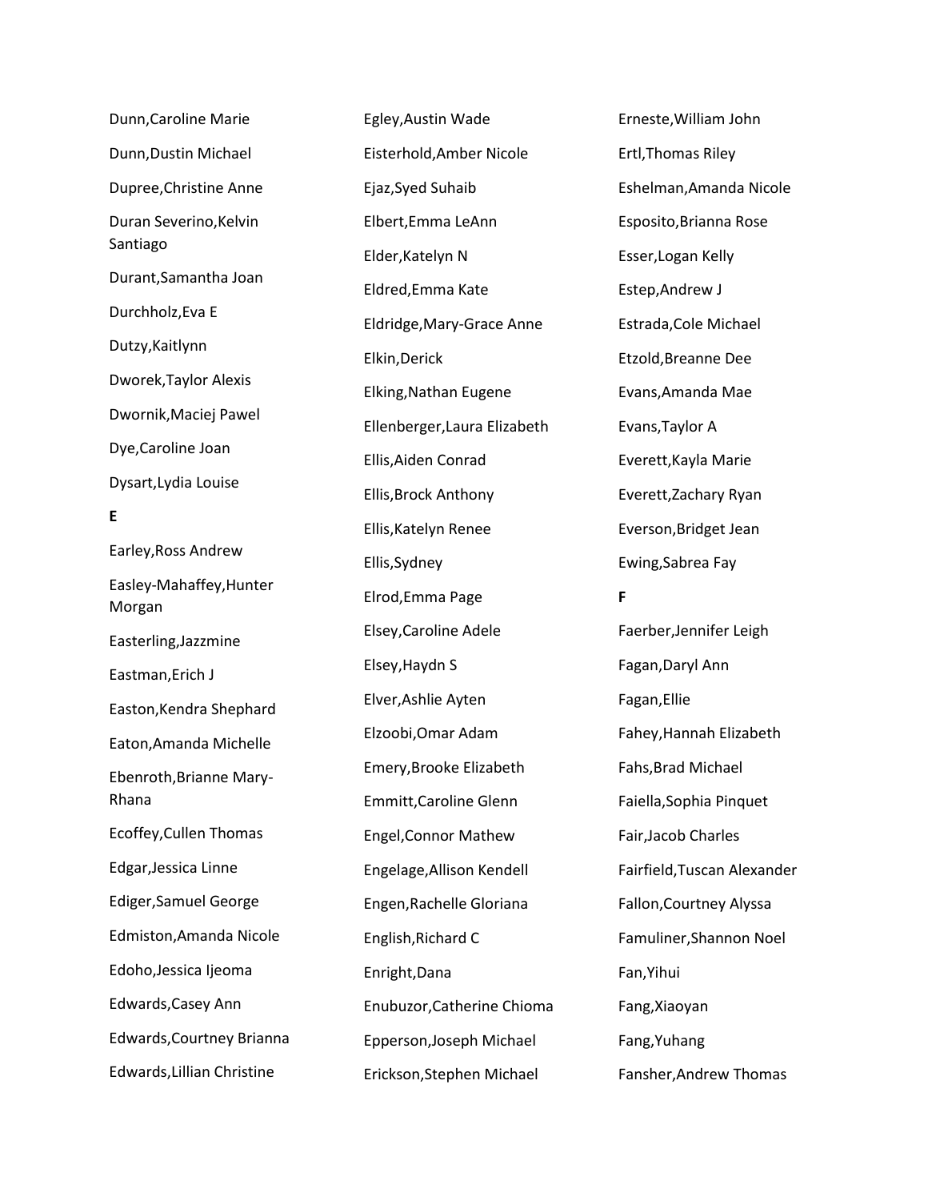Dunn,Caroline Marie

Dunn,Dustin Michael

Dupree,Christine Anne

Duran Severino,Kelvin Santiago

Durant,Samantha Joan

Durchholz,Eva E

Dutzy,Kaitlynn

Dworek,Taylor Alexis

Dwornik,Maciej Pawel

Dye,Caroline Joan

Dysart,Lydia Louise

**E**

Earley,Ross Andrew

Easley-Mahaffey,Hunter Morgan

Easterling,Jazzmine

Eastman,Erich J

Easton,Kendra Shephard

Eaton,Amanda Michelle

Ebenroth,Brianne Mary-Rhana

Ecoffey,Cullen Thomas

Edgar,Jessica Linne

Ediger,Samuel George

Edmiston,Amanda Nicole

Edoho,Jessica Ijeoma

Edwards,Casey Ann

Edwards,Courtney Brianna

Edwards,Lillian Christine

Egley,Austin Wade

Eisterhold,Amber Nicole

Ejaz,Syed Suhaib

Elbert,Emma LeAnn

Elder,Katelyn N

Eldred,Emma Kate

Eldridge,Mary-Grace Anne

Elkin,Derick

Elking,Nathan Eugene

Ellenberger,Laura Elizabeth

Ellis,Aiden Conrad

Ellis,Brock Anthony

Ellis,Katelyn Renee

Ellis,Sydney

Elrod,Emma Page

Elsey,Caroline Adele

Elsey,Haydn S

Elver,Ashlie Ayten

Elzoobi,Omar Adam

Emery,Brooke Elizabeth

Emmitt,Caroline Glenn

Engel,Connor Mathew

Engelage,Allison Kendell

Engen,Rachelle Gloriana

English,Richard C

Enright,Dana

Enubuzor,Catherine Chioma

Epperson,Joseph Michael

Erickson,Stephen Michael

Erneste,William John

Ertl,Thomas Riley

Eshelman,Amanda Nicole

Esposito,Brianna Rose

Esser,Logan Kelly

Estep,Andrew J

Estrada,Cole Michael

Etzold,Breanne Dee

Evans,Amanda Mae

Evans,Taylor A

Everett,Kayla Marie

Everett,Zachary Ryan

Everson,Bridget Jean

Ewing,Sabrea Fay

**F**

Faerber,Jennifer Leigh

Fagan,Daryl Ann

Fagan,Ellie

Fahey,Hannah Elizabeth

Fahs,Brad Michael

Faiella,Sophia Pinquet

Fair,Jacob Charles

Fairfield,Tuscan Alexander

Fallon,Courtney Alyssa

Famuliner,Shannon Noel

Fan,Yihui

Fang,Xiaoyan

Fang,Yuhang

Fansher,Andrew Thomas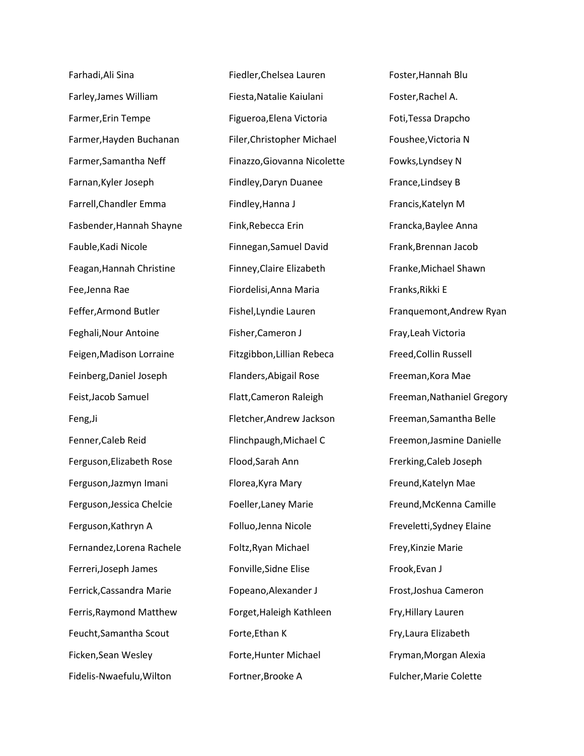Farhadi,Ali Sina

Farley,James William

Farmer,Erin Tempe

Farmer,Hayden Buchanan

Farmer,Samantha Neff

Farnan,Kyler Joseph

Farrell,Chandler Emma

Fasbender,Hannah Shayne

Fauble,Kadi Nicole

Feagan,Hannah Christine

Fee,Jenna Rae

Feffer,Armond Butler

Feghali,Nour Antoine

Feigen,Madison Lorraine

Feinberg,Daniel Joseph

Feist,Jacob Samuel

Feng,Ji

Fenner,Caleb Reid

Ferguson,Elizabeth Rose

Ferguson,Jazmyn Imani

Ferguson,Jessica Chelcie

Ferguson,Kathryn A

Fernandez,Lorena Rachele

Ferreri,Joseph James

Ferrick,Cassandra Marie

Ferris,Raymond Matthew

Feucht,Samantha Scout

Ficken,Sean Wesley

Fidelis-Nwaefulu,Wilton

Fiedler,Chelsea Lauren

Fiesta,Natalie Kaiulani

Figueroa,Elena Victoria

Filer,Christopher Michael

Finazzo,Giovanna Nicolette

Findley,Daryn Duanee

Findley,Hanna J

Fink,Rebecca Erin

Finnegan,Samuel David

Finney,Claire Elizabeth

Fiordelisi,Anna Maria

Fishel,Lyndie Lauren

Fisher,Cameron J

Fitzgibbon,Lillian Rebeca

Flanders,Abigail Rose

Flatt,Cameron Raleigh

Fletcher,Andrew Jackson

Flinchpaugh,Michael C

Flood,Sarah Ann

Florea,Kyra Mary

Foeller,Laney Marie

Folluo,Jenna Nicole

Foltz,Ryan Michael

Fonville,Sidne Elise

Fopeano,Alexander J

Forget,Haleigh Kathleen

Forte,Ethan K

Forte,Hunter Michael

Fortner,Brooke A

Foster,Hannah Blu

Foster,Rachel A.

Foti,Tessa Drapcho

Foushee,Victoria N

Fowks,Lyndsey N

France,Lindsey B

Francis,Katelyn M

Francka,Baylee Anna

Frank,Brennan Jacob

Franke,Michael Shawn

Franks,Rikki E

Franquemont,Andrew Ryan

Fray,Leah Victoria

Freed,Collin Russell

Freeman,Kora Mae

Freeman,Nathaniel Gregory

Freeman,Samantha Belle

Freemon,Jasmine Danielle

Frerking,Caleb Joseph

Freund,Katelyn Mae

Freund,McKenna Camille

Freveletti,Sydney Elaine

Frey,Kinzie Marie

Frook,Evan J

Frost,Joshua Cameron

Fry,Hillary Lauren

Fry,Laura Elizabeth

Fryman,Morgan Alexia

Fulcher,Marie Colette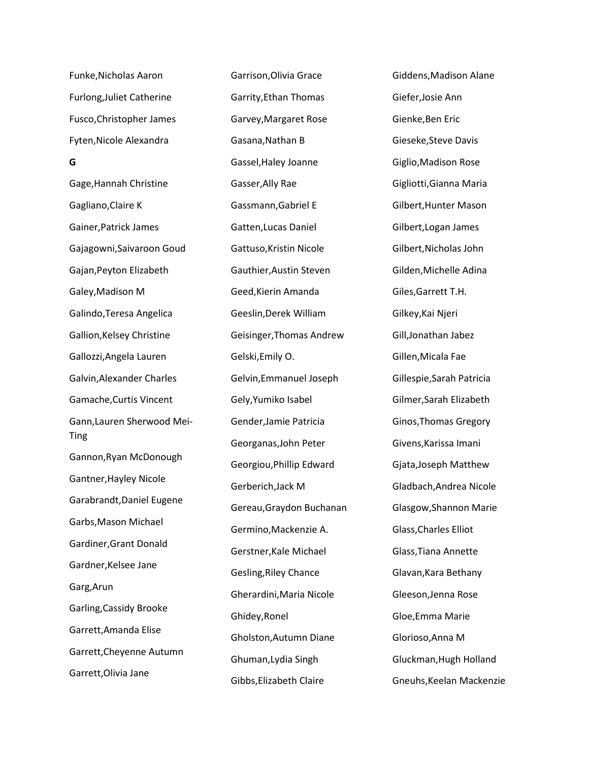Funke,Nicholas Aaron

Furlong,Juliet Catherine

Fusco,Christopher James

Fyten,Nicole Alexandra

**G**

Gage,Hannah Christine

Gagliano,Claire K

Gainer,Patrick James

Gajagowni,Saivaroon Goud

Gajan,Peyton Elizabeth

Galey,Madison M

Galindo,Teresa Angelica

Gallion,Kelsey Christine

Gallozzi,Angela Lauren

Galvin,Alexander Charles

Gamache,Curtis Vincent

Gann,Lauren Sherwood Mei-Ting

Gannon,Ryan McDonough

Gantner,Hayley Nicole

Garabrandt,Daniel Eugene

Garbs,Mason Michael

Gardiner,Grant Donald

Gardner,Kelsee Jane

Garg,Arun

Garling,Cassidy Brooke

Garrett,Amanda Elise

Garrett,Cheyenne Autumn

Garrett,Olivia Jane

Garrison,Olivia Grace

Garrity,Ethan Thomas

Garvey,Margaret Rose

Gasana,Nathan B

Gassel,Haley Joanne

Gasser,Ally Rae

Gassmann,Gabriel E

Gatten,Lucas Daniel

Gattuso,Kristin Nicole

Gauthier,Austin Steven

Geed,Kierin Amanda

Geeslin,Derek William

Geisinger,Thomas Andrew

Gelski,Emily O.

Gelvin,Emmanuel Joseph

Gely,Yumiko Isabel

Gender,Jamie Patricia

Georganas,John Peter

Georgiou,Phillip Edward

Gerberich,Jack M

Gereau,Graydon Buchanan

Germino,Mackenzie A.

Gerstner,Kale Michael

Gesling,Riley Chance

Gherardini,Maria Nicole

Ghidey,Ronel

Gholston,Autumn Diane

Ghuman,Lydia Singh

Gibbs,Elizabeth Claire

Giddens,Madison Alane

Giefer,Josie Ann

Gienke,Ben Eric

Gieseke,Steve Davis

Giglio,Madison Rose

Gigliotti,Gianna Maria

Gilbert,Hunter Mason

Gilbert,Logan James

Gilbert,Nicholas John

Gilden,Michelle Adina

Giles,Garrett T.H.

Gilkey,Kai Njeri

Gill,Jonathan Jabez

Gillen,Micala Fae

Gillespie,Sarah Patricia

Gilmer,Sarah Elizabeth

Ginos,Thomas Gregory

Givens,Karissa Imani

Gjata,Joseph Matthew

Gladbach,Andrea Nicole

Glasgow,Shannon Marie

Glass,Charles Elliot

Glass,Tiana Annette

Glavan,Kara Bethany

Gleeson,Jenna Rose

Gloe,Emma Marie

Glorioso,Anna M

Gluckman,Hugh Holland

Gneuhs,Keelan Mackenzie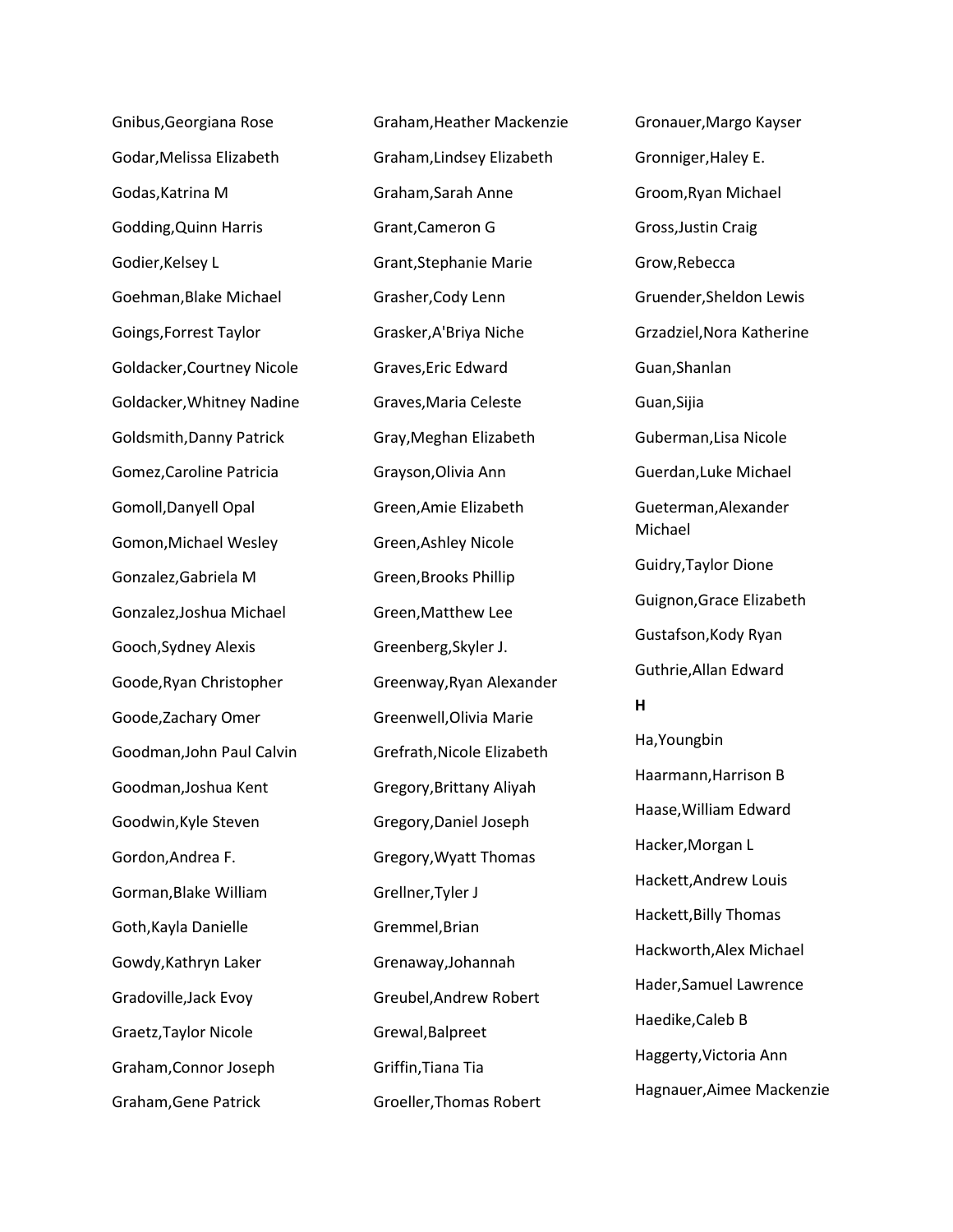Gnibus,Georgiana Rose

Godar,Melissa Elizabeth

Godas,Katrina M

Godding,Quinn Harris

Godier,Kelsey L

Goehman,Blake Michael

Goings,Forrest Taylor

Goldacker,Courtney Nicole

Goldacker,Whitney Nadine

Goldsmith,Danny Patrick

Gomez,Caroline Patricia

Gomoll,Danyell Opal

Gomon,Michael Wesley

Gonzalez,Gabriela M

Gonzalez,Joshua Michael

Gooch,Sydney Alexis

Goode,Ryan Christopher

Goode,Zachary Omer

Goodman,John Paul Calvin

Goodman,Joshua Kent

Goodwin,Kyle Steven

Gordon,Andrea F.

Gorman,Blake William

Goth,Kayla Danielle

Gowdy,Kathryn Laker

Gradoville,Jack Evoy

Graetz,Taylor Nicole

Graham,Connor Joseph

Graham,Gene Patrick

Graham,Heather Mackenzie

Graham,Lindsey Elizabeth

Graham,Sarah Anne

Grant,Cameron G

Grant,Stephanie Marie

Grasher,Cody Lenn

Grasker,A'Briya Niche

Graves,Eric Edward

Graves,Maria Celeste

Gray,Meghan Elizabeth

Grayson,Olivia Ann

Green,Amie Elizabeth

Green,Ashley Nicole

Green,Brooks Phillip

Green,Matthew Lee

Greenberg,Skyler J.

Greenway,Ryan Alexander

Greenwell,Olivia Marie

Grefrath,Nicole Elizabeth

Gregory,Brittany Aliyah

Gregory,Daniel Joseph

Gregory,Wyatt Thomas

Grellner,Tyler J

Gremmel,Brian

Grenaway,Johannah

Greubel,Andrew Robert

Grewal,Balpreet

Griffin,Tiana Tia

Groeller,Thomas Robert

Gronauer,Margo Kayser

Gronniger,Haley E.

Groom,Ryan Michael

Gross,Justin Craig

Grow,Rebecca

Gruender,Sheldon Lewis

Grzadziel,Nora Katherine

Guan,Shanlan

Guan,Sijia

Guberman,Lisa Nicole

Guerdan,Luke Michael

Gueterman,Alexander Michael

Guidry,Taylor Dione

Guignon,Grace Elizabeth

Gustafson,Kody Ryan

Guthrie,Allan Edward

**H**

Ha,Youngbin

Haarmann,Harrison B

Haase,William Edward

Hacker,Morgan L

Hackett,Andrew Louis

Hackett,Billy Thomas

Hackworth,Alex Michael

Hader,Samuel Lawrence

Haedike,Caleb B

Haggerty,Victoria Ann

Hagnauer,Aimee Mackenzie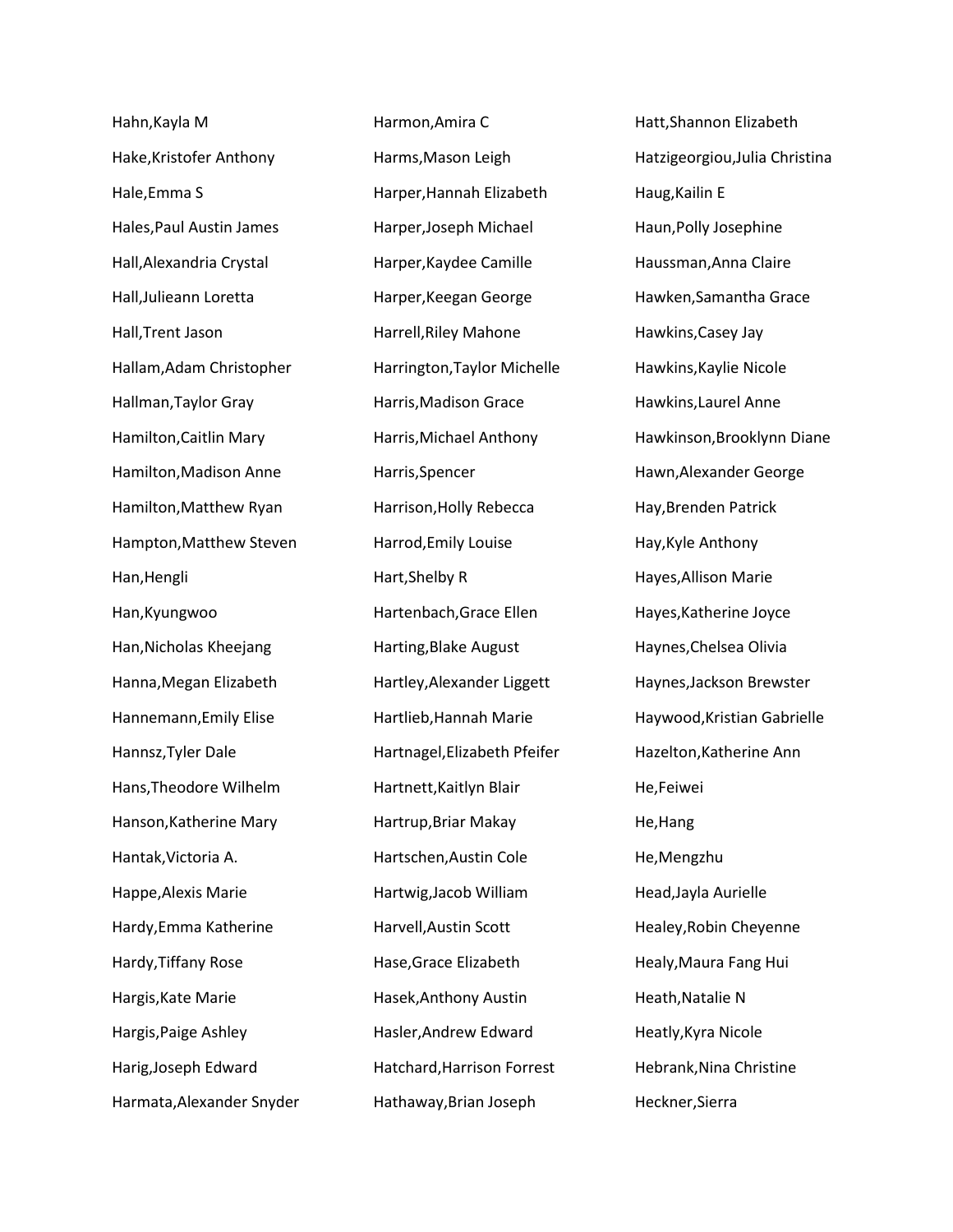Hahn,Kayla M

Hake,Kristofer Anthony

Hale,Emma S

Hales,Paul Austin James

Hall,Alexandria Crystal

Hall,Julieann Loretta

Hall,Trent Jason

Hallam,Adam Christopher

Hallman,Taylor Gray

Hamilton,Caitlin Mary

Hamilton,Madison Anne

Hamilton,Matthew Ryan

Hampton,Matthew Steven

Han,Hengli

Han,Kyungwoo

Han,Nicholas Kheejang

Hanna,Megan Elizabeth

Hannemann,Emily Elise

Hannsz,Tyler Dale

Hans,Theodore Wilhelm

Hanson,Katherine Mary

Hantak,Victoria A.

Happe,Alexis Marie

Hardy,Emma Katherine

Hardy,Tiffany Rose

Hargis,Kate Marie

Hargis,Paige Ashley

Harig,Joseph Edward

Harmata,Alexander Snyder

Harmon,Amira C

Harms,Mason Leigh

Harper,Hannah Elizabeth

Harper,Joseph Michael

Harper,Kaydee Camille

Harper,Keegan George

Harrell,Riley Mahone

Harrington,Taylor Michelle

Harris,Madison Grace

Harris,Michael Anthony

Harris,Spencer

Harrison,Holly Rebecca

Harrod,Emily Louise

Hart,Shelby R

Hartenbach,Grace Ellen

Harting,Blake August

Hartley,Alexander Liggett

Hartlieb,Hannah Marie

Hartnagel,Elizabeth Pfeifer

Hartnett,Kaitlyn Blair

Hartrup,Briar Makay

Hartschen,Austin Cole

Hartwig,Jacob William

Harvell,Austin Scott

Hase,Grace Elizabeth

Hasek,Anthony Austin

Hasler,Andrew Edward

Hatchard,Harrison Forrest

Hathaway,Brian Joseph

Hatt,Shannon Elizabeth

Hatzigeorgiou,Julia Christina

Haug,Kailin E

Haun,Polly Josephine

Haussman,Anna Claire

Hawken,Samantha Grace

Hawkins,Casey Jay

Hawkins,Kaylie Nicole

Hawkins,Laurel Anne

Hawkinson,Brooklynn Diane

Hawn,Alexander George

Hay,Brenden Patrick

Hay,Kyle Anthony

Hayes,Allison Marie

Hayes,Katherine Joyce

Haynes,Chelsea Olivia

Haynes,Jackson Brewster

Haywood,Kristian Gabrielle

Hazelton,Katherine Ann

He,Feiwei

He,Hang

He,Mengzhu

Head,Jayla Aurielle

Healey,Robin Cheyenne

Healy,Maura Fang Hui

Heath,Natalie N

Heatly,Kyra Nicole

Hebrank,Nina Christine

Heckner,Sierra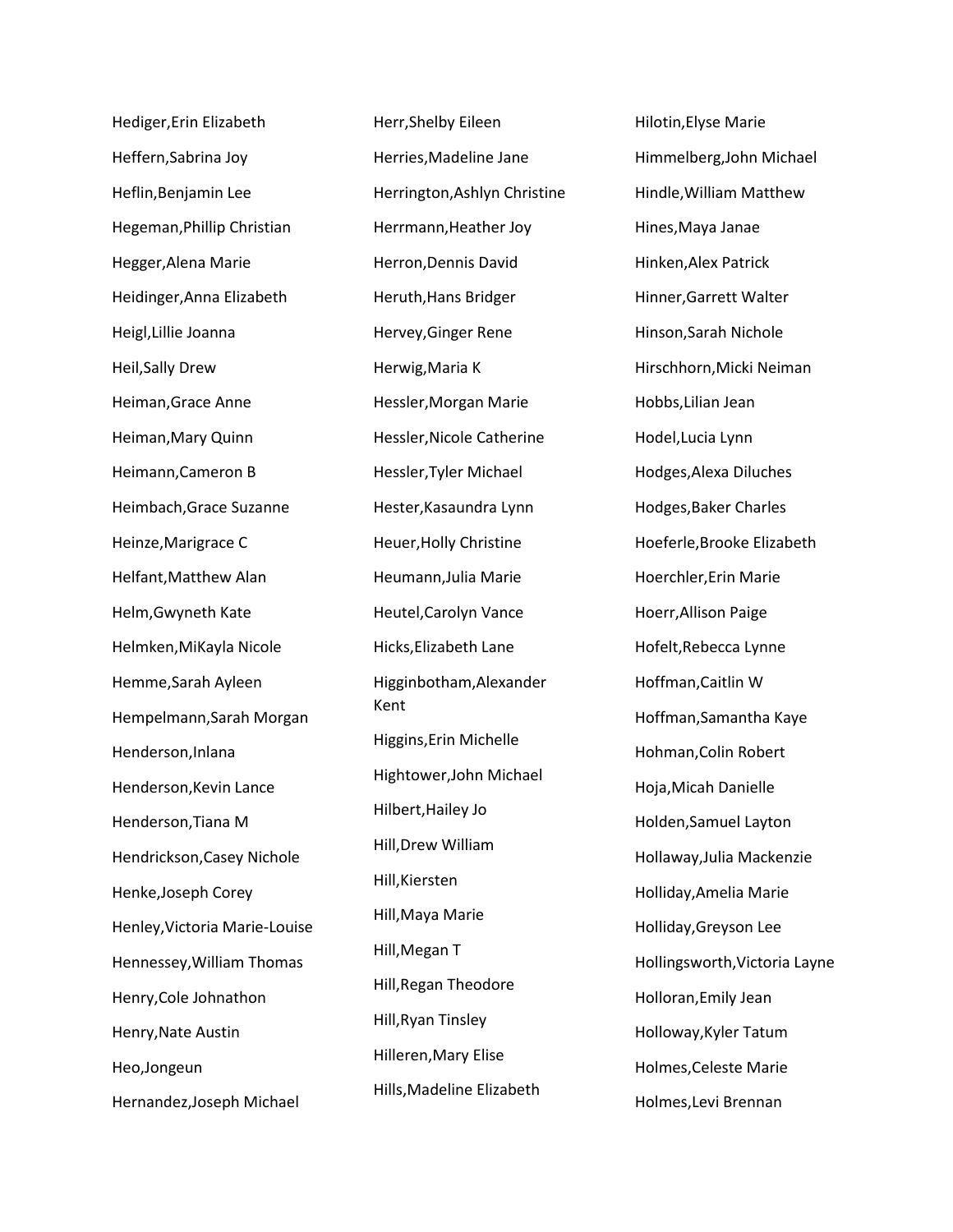Hediger,Erin Elizabeth

Heffern,Sabrina Joy

Heflin,Benjamin Lee

Hegeman,Phillip Christian

Hegger,Alena Marie

Heidinger,Anna Elizabeth

Heigl,Lillie Joanna

Heil,Sally Drew

Heiman,Grace Anne

Heiman,Mary Quinn

Heimann,Cameron B

Heimbach,Grace Suzanne

Heinze,Marigrace C

Helfant,Matthew Alan

Helm,Gwyneth Kate

Helmken,MiKayla Nicole

Hemme,Sarah Ayleen

Hempelmann,Sarah Morgan

Henderson,Inlana

Henderson,Kevin Lance

Henderson,Tiana M

Hendrickson,Casey Nichole

Henke,Joseph Corey

Henley,Victoria Marie-Louise

Hennessey,William Thomas

Henry,Cole Johnathon

Henry,Nate Austin

Heo,Jongeun

Hernandez,Joseph Michael

Herr,Shelby Eileen

Herries,Madeline Jane

Herrington,Ashlyn Christine

Herrmann,Heather Joy

Herron,Dennis David

Heruth,Hans Bridger

Hervey,Ginger Rene

Herwig,Maria K

Hessler,Morgan Marie

Hessler,Nicole Catherine

Hessler,Tyler Michael

Hester,Kasaundra Lynn

Heuer,Holly Christine

Heumann,Julia Marie

Heutel,Carolyn Vance

Hicks,Elizabeth Lane

Higginbotham,Alexander Kent

Higgins,Erin Michelle

Hightower,John Michael

Hilbert,Hailey Jo

Hill,Drew William

Hill,Kiersten

Hill,Maya Marie

Hill,Megan T

Hill,Regan Theodore

Hill,Ryan Tinsley

Hilleren,Mary Elise

Hills,Madeline Elizabeth

Hilotin,Elyse Marie

Himmelberg,John Michael

Hindle,William Matthew

Hines,Maya Janae

Hinken,Alex Patrick

Hinner,Garrett Walter

Hinson,Sarah Nichole

Hirschhorn,Micki Neiman

Hobbs,Lilian Jean

Hodel,Lucia Lynn

Hodges,Alexa Diluches

Hodges,Baker Charles

Hoeferle,Brooke Elizabeth

Hoerchler,Erin Marie

Hoerr,Allison Paige

Hofelt,Rebecca Lynne

Hoffman,Caitlin W

Hoffman,Samantha Kaye

Hohman,Colin Robert

Hoja,Micah Danielle

Holden,Samuel Layton

Hollaway,Julia Mackenzie

Holliday,Amelia Marie

Holliday,Greyson Lee

Hollingsworth,Victoria Layne

Holloran,Emily Jean

Holloway,Kyler Tatum

Holmes,Celeste Marie

Holmes,Levi Brennan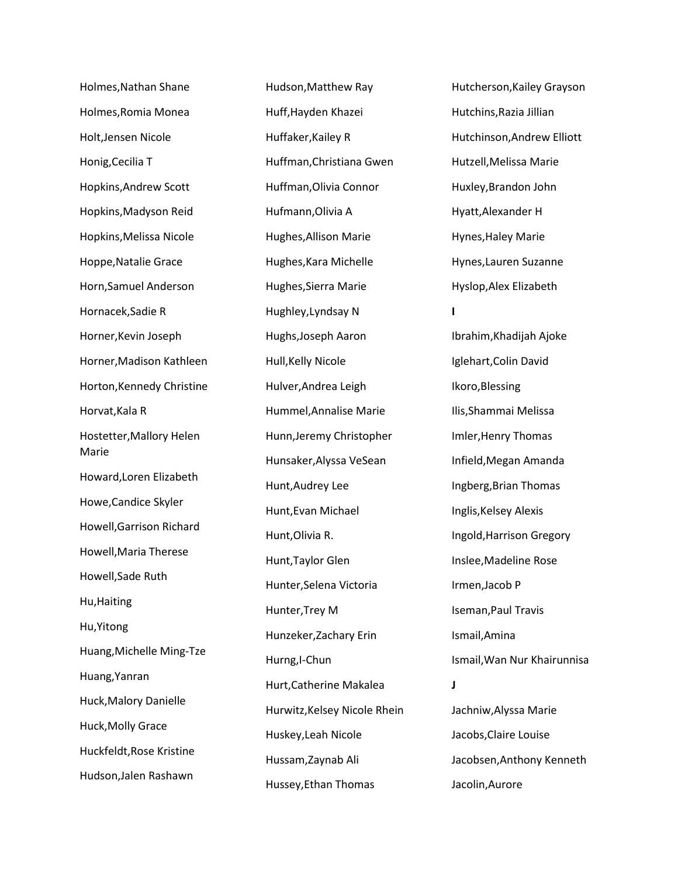Holmes,Nathan Shane

Holmes,Romia Monea

Holt,Jensen Nicole

Honig,Cecilia T

Hopkins,Andrew Scott

Hopkins,Madyson Reid

Hopkins,Melissa Nicole

Hoppe,Natalie Grace

Horn,Samuel Anderson

Hornacek,Sadie R

Horner,Kevin Joseph

Horner,Madison Kathleen

Horton,Kennedy Christine

Horvat,Kala R

Hostetter,Mallory Helen Marie

Howard,Loren Elizabeth

Howe,Candice Skyler

Howell,Garrison Richard

Howell,Maria Therese

Howell,Sade Ruth

Hu,Haiting

Hu,Yitong

Huang,Michelle Ming-Tze

Huang,Yanran

Huck,Malory Danielle

Huck,Molly Grace

Huckfeldt,Rose Kristine

Hudson,Jalen Rashawn

Hudson,Matthew Ray

Huff,Hayden Khazei

Huffaker,Kailey R

Huffman,Christiana Gwen

Huffman,Olivia Connor

Hufmann,Olivia A

Hughes,Allison Marie

Hughes,Kara Michelle

Hughes,Sierra Marie

Hughley,Lyndsay N

Hughs,Joseph Aaron

Hull,Kelly Nicole

Hulver,Andrea Leigh

Hummel,Annalise Marie

Hunn,Jeremy Christopher

Hunsaker,Alyssa VeSean

Hunt,Audrey Lee

Hunt,Evan Michael

Hunt,Olivia R.

Hunt,Taylor Glen

Hunter,Selena Victoria

Hunter,Trey M

Hunzeker,Zachary Erin

Hurng,I-Chun

Hurt,Catherine Makalea

Hurwitz,Kelsey Nicole Rhein

Huskey,Leah Nicole

Hussam,Zaynab Ali

Hussey,Ethan Thomas

Hutcherson,Kailey Grayson

Hutchins,Razia Jillian

Hutchinson,Andrew Elliott

Hutzell,Melissa Marie

Huxley,Brandon John

Hyatt,Alexander H

Hynes,Haley Marie

Hynes,Lauren Suzanne

Hyslop,Alex Elizabeth

**I**

Ibrahim,Khadijah Ajoke

Iglehart,Colin David

Ikoro,Blessing

Ilis,Shammai Melissa

Imler,Henry Thomas

Infield,Megan Amanda

Ingberg,Brian Thomas

Inglis,Kelsey Alexis

Ingold,Harrison Gregory

Inslee,Madeline Rose

Irmen,Jacob P

Iseman,Paul Travis

Ismail,Amina

Ismail,Wan Nur Khairunnisa

**J**

Jachniw,Alyssa Marie

Jacobs,Claire Louise

Jacobsen,Anthony Kenneth

Jacolin,Aurore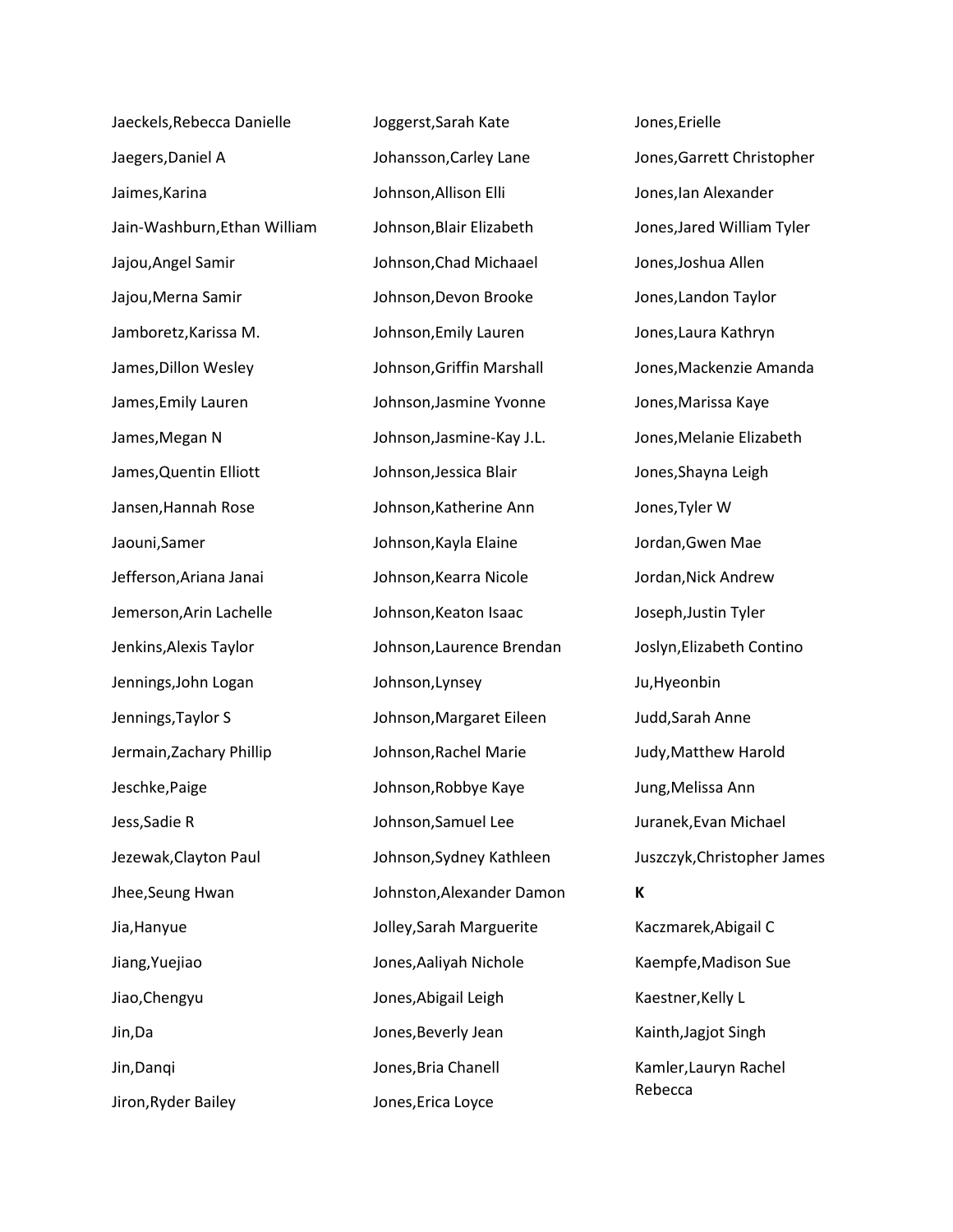Jaeckels,Rebecca Danielle

Jaegers,Daniel A

Jaimes,Karina

Jain-Washburn,Ethan William

Jajou,Angel Samir

Jajou,Merna Samir

Jamboretz,Karissa M.

James,Dillon Wesley

James,Emily Lauren

James,Megan N

James,Quentin Elliott

Jansen,Hannah Rose

Jaouni,Samer

Jefferson,Ariana Janai

Jemerson,Arin Lachelle

Jenkins,Alexis Taylor

Jennings,John Logan

Jennings,Taylor S

Jermain,Zachary Phillip

Jeschke,Paige

Jess,Sadie R

Jezewak,Clayton Paul

Jhee,Seung Hwan

Jia,Hanyue

Jiang,Yuejiao

Jiao,Chengyu

Jin,Da

Jin,Danqi

Jiron,Ryder Bailey

Joggerst,Sarah Kate

Johansson,Carley Lane

Johnson,Allison Elli

Johnson,Blair Elizabeth

Johnson,Chad Michaael

Johnson,Devon Brooke

Johnson,Emily Lauren

Johnson,Griffin Marshall

Johnson,Jasmine Yvonne

Johnson,Jasmine-Kay J.L.

Johnson,Jessica Blair

Johnson,Katherine Ann

Johnson,Kayla Elaine

Johnson,Kearra Nicole

Johnson,Keaton Isaac

Johnson,Laurence Brendan

Johnson,Lynsey

Johnson,Margaret Eileen

Johnson,Rachel Marie

Johnson,Robbye Kaye

Johnson,Samuel Lee

Johnson,Sydney Kathleen

Johnston,Alexander Damon

Jolley,Sarah Marguerite

Jones,Aaliyah Nichole

Jones,Abigail Leigh

Jones,Beverly Jean

Jones,Bria Chanell

Jones,Erica Loyce

Jones,Erielle

Jones,Garrett Christopher

Jones,Ian Alexander

Jones,Jared William Tyler

Jones,Joshua Allen

Jones,Landon Taylor

Jones,Laura Kathryn

Jones,Mackenzie Amanda

Jones,Marissa Kaye

Jones,Melanie Elizabeth

Jones,Shayna Leigh

Jones,Tyler W

Jordan,Gwen Mae

Jordan,Nick Andrew

Joseph,Justin Tyler

Joslyn,Elizabeth Contino

Ju,Hyeonbin

Judd,Sarah Anne

Judy,Matthew Harold

Jung,Melissa Ann

Juranek,Evan Michael

Juszczyk,Christopher James

**K**

Kaczmarek,Abigail C

Kaempfe,Madison Sue

Kaestner,Kelly L

Kainth,Jagjot Singh

Kamler,Lauryn Rachel Rebecca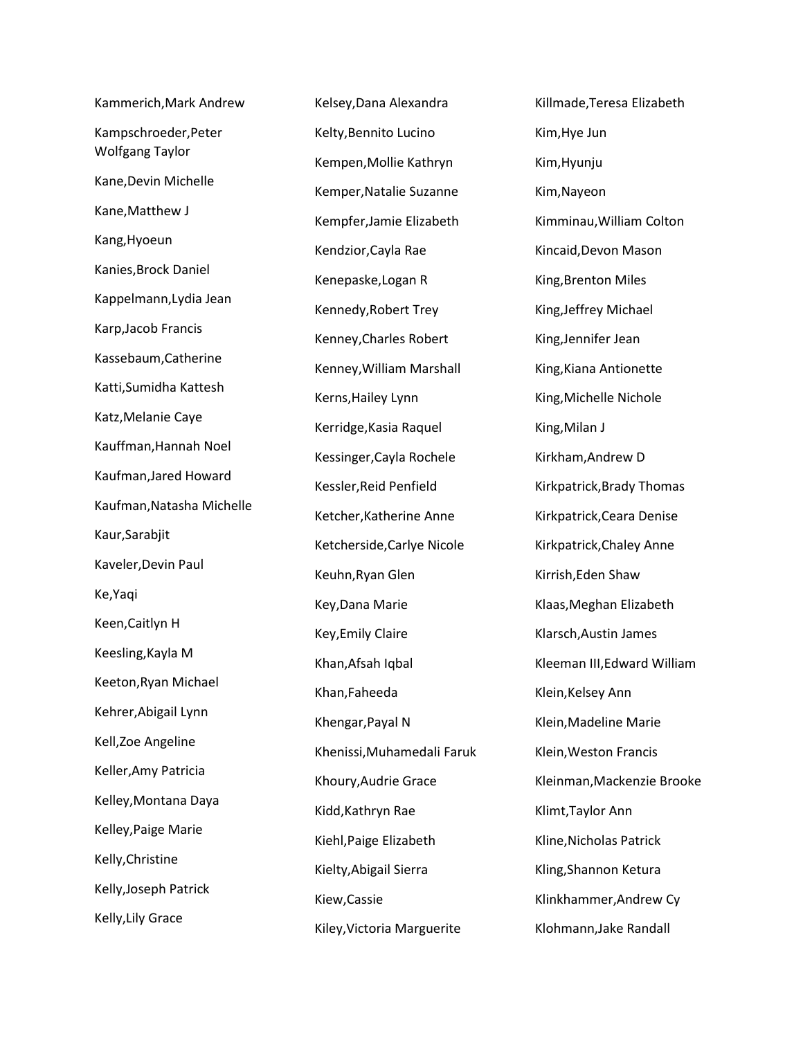Kammerich,Mark Andrew

Kampschroeder,Peter Wolfgang Taylor

Kane,Devin Michelle

Kane,Matthew J

Kang,Hyoeun

Kanies,Brock Daniel

Kappelmann,Lydia Jean

Karp,Jacob Francis

Kassebaum,Catherine

Katti,Sumidha Kattesh

Katz,Melanie Caye

Kauffman,Hannah Noel

Kaufman,Jared Howard

Kaufman,Natasha Michelle

Kaur,Sarabjit

Kaveler,Devin Paul

Ke,Yaqi

Keen,Caitlyn H

Keesling,Kayla M

Keeton,Ryan Michael

Kehrer,Abigail Lynn

Kell,Zoe Angeline

Keller,Amy Patricia

Kelley,Montana Daya

Kelley,Paige Marie

Kelly,Christine

Kelly,Joseph Patrick

Kelly,Lily Grace

Kelsey,Dana Alexandra

Kelty,Bennito Lucino

Kempen,Mollie Kathryn

Kemper,Natalie Suzanne

Kempfer,Jamie Elizabeth

Kendzior,Cayla Rae

Kenepaske,Logan R

Kennedy,Robert Trey

Kenney,Charles Robert

Kenney,William Marshall

Kerns,Hailey Lynn

Kerridge,Kasia Raquel

Kessinger,Cayla Rochele

Kessler,Reid Penfield

Ketcher,Katherine Anne

Ketcherside,Carlye Nicole

Keuhn,Ryan Glen

Key,Dana Marie

Key,Emily Claire

Khan,Afsah Iqbal

Khan,Faheeda

Khengar,Payal N

Khenissi,Muhamedali Faruk

Khoury,Audrie Grace

Kidd,Kathryn Rae

Kiehl,Paige Elizabeth

Kielty,Abigail Sierra

Kiew,Cassie

Kiley,Victoria Marguerite

Killmade,Teresa Elizabeth

Kim,Hye Jun

Kim,Hyunju

Kim,Nayeon

Kimminau,William Colton

Kincaid,Devon Mason

King,Brenton Miles

King,Jeffrey Michael

King,Jennifer Jean

King,Kiana Antionette

King,Michelle Nichole

King,Milan J

Kirkham,Andrew D

Kirkpatrick,Brady Thomas

Kirkpatrick,Ceara Denise

Kirkpatrick,Chaley Anne

Kirrish,Eden Shaw

Klaas,Meghan Elizabeth

Klarsch,Austin James

Kleeman III,Edward William

Klein,Kelsey Ann

Klein,Madeline Marie

Klein,Weston Francis

Kleinman,Mackenzie Brooke

Klimt,Taylor Ann

Kline,Nicholas Patrick

Kling,Shannon Ketura

Klinkhammer,Andrew Cy

Klohmann,Jake Randall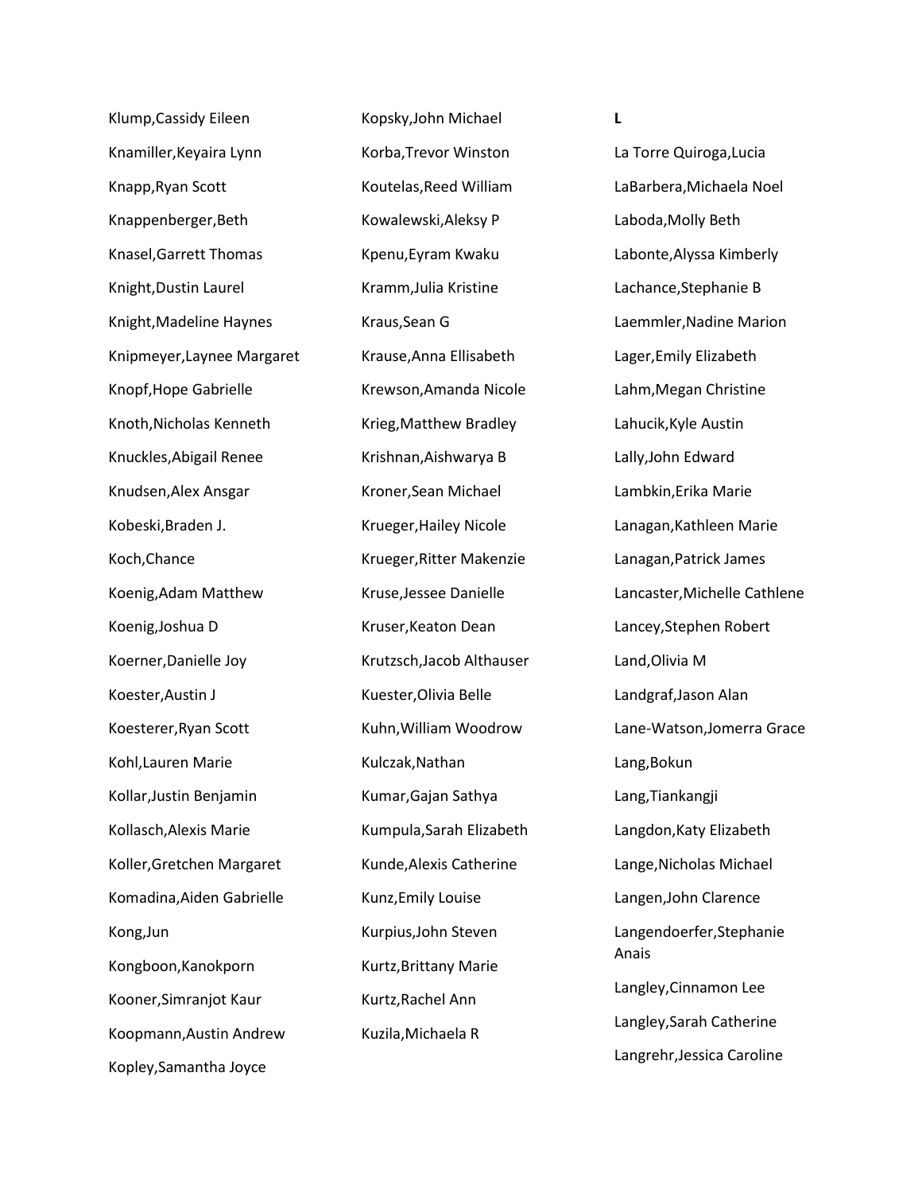Klump,Cassidy Eileen

Knamiller,Keyaira Lynn

Knapp,Ryan Scott

Knappenberger,Beth

Knasel,Garrett Thomas

Knight,Dustin Laurel

Knight,Madeline Haynes

Knipmeyer,Laynee Margaret

Knopf,Hope Gabrielle

Knoth,Nicholas Kenneth

Knuckles,Abigail Renee

Knudsen,Alex Ansgar

Kobeski,Braden J.

Koch,Chance

Koenig,Adam Matthew

Koenig,Joshua D

Koerner,Danielle Joy

Koester,Austin J

Koesterer,Ryan Scott

Kohl,Lauren Marie

Kollar,Justin Benjamin

Kollasch,Alexis Marie

Koller,Gretchen Margaret

Komadina,Aiden Gabrielle

Kong,Jun

Kongboon,Kanokporn

Kooner,Simranjot Kaur

Koopmann,Austin Andrew

Kopley,Samantha Joyce

Kopsky,John Michael

Korba,Trevor Winston

Koutelas,Reed William

Kowalewski,Aleksy P

Kpenu,Eyram Kwaku

Kramm,Julia Kristine

Kraus,Sean G

Krause,Anna Ellisabeth

Krewson,Amanda Nicole

Krieg,Matthew Bradley

Krishnan,Aishwarya B

Kroner,Sean Michael

Krueger,Hailey Nicole

Krueger,Ritter Makenzie

Kruse,Jessee Danielle

Kruser,Keaton Dean

Krutzsch,Jacob Althauser

Kuester,Olivia Belle

Kuhn,William Woodrow

Kulczak,Nathan

Kumar,Gajan Sathya

Kumpula,Sarah Elizabeth

Kunde,Alexis Catherine

Kunz,Emily Louise

Kurpius,John Steven

Kurtz,Brittany Marie

Kurtz,Rachel Ann

Kuzila,Michaela R

**L**

La Torre Quiroga,Lucia

LaBarbera,Michaela Noel

Laboda,Molly Beth

Labonte,Alyssa Kimberly

Lachance,Stephanie B

Laemmler,Nadine Marion

Lager,Emily Elizabeth

Lahm,Megan Christine

Lahucik,Kyle Austin

Lally,John Edward

Lambkin,Erika Marie

Lanagan,Kathleen Marie

Lanagan,Patrick James

Lancaster,Michelle Cathlene

Lancey,Stephen Robert

Land,Olivia M

Landgraf,Jason Alan

Lane-Watson,Jomerra Grace

Lang,Bokun

Lang,Tiankangji

Langdon,Katy Elizabeth

Lange,Nicholas Michael

Langen,John Clarence

Langendoerfer,Stephanie Anais

Langley,Cinnamon Lee

Langley,Sarah Catherine

Langrehr,Jessica Caroline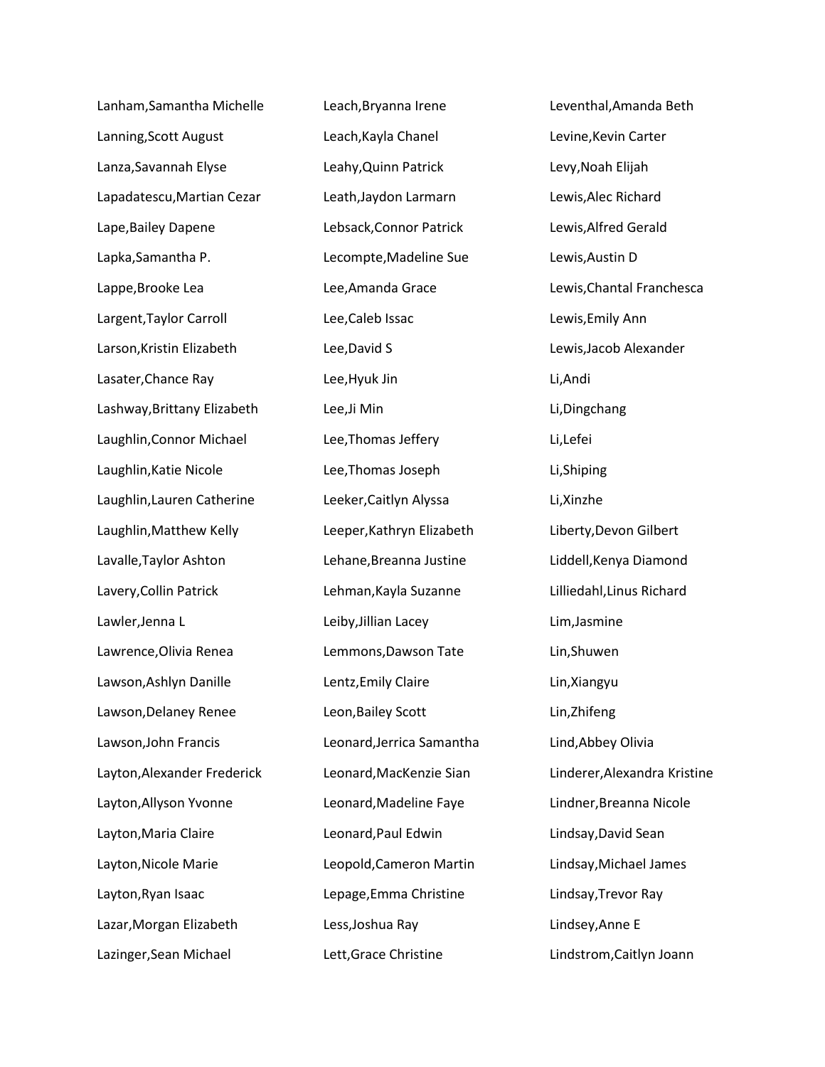Lanham,Samantha Michelle

Lanning,Scott August

Lanza,Savannah Elyse

Lapadatescu,Martian Cezar

Lape,Bailey Dapene

Lapka,Samantha P.

Lappe,Brooke Lea

Largent,Taylor Carroll

Larson,Kristin Elizabeth

Lasater,Chance Ray

Lashway,Brittany Elizabeth

Laughlin,Connor Michael

Laughlin,Katie Nicole

Laughlin,Lauren Catherine

Laughlin,Matthew Kelly

Lavalle,Taylor Ashton

Lavery,Collin Patrick

Lawler,Jenna L

Lawrence,Olivia Renea

Lawson,Ashlyn Danille

Lawson,Delaney Renee

Lawson,John Francis

Layton,Alexander Frederick

Layton,Allyson Yvonne

Layton,Maria Claire

Layton,Nicole Marie

Layton,Ryan Isaac

Lazar,Morgan Elizabeth

Lazinger,Sean Michael

Leach,Bryanna Irene

Leach,Kayla Chanel

Leahy,Quinn Patrick

Leath,Jaydon Larmarn

Lebsack,Connor Patrick

Lecompte,Madeline Sue

Lee,Amanda Grace

Lee,Caleb Issac

Lee,David S

Lee,Hyuk Jin

Lee,Ji Min

Lee,Thomas Jeffery

Lee,Thomas Joseph

Leeker,Caitlyn Alyssa

Leeper,Kathryn Elizabeth

Lehane,Breanna Justine

Lehman,Kayla Suzanne

Leiby,Jillian Lacey

Lemmons,Dawson Tate

Lentz,Emily Claire

Leon,Bailey Scott

Leonard,Jerrica Samantha

Leonard,MacKenzie Sian

Leonard,Madeline Faye

Leonard,Paul Edwin

Leopold,Cameron Martin

Lepage,Emma Christine

Less,Joshua Ray

Lett,Grace Christine

Leventhal,Amanda Beth

Levine,Kevin Carter

Levy,Noah Elijah

Lewis,Alec Richard

Lewis,Alfred Gerald

Lewis,Austin D

Lewis,Chantal Franchesca

Lewis,Emily Ann

Lewis,Jacob Alexander

Li,Andi

Li,Dingchang

Li,Lefei

Li,Shiping

Li,Xinzhe

Liberty,Devon Gilbert

Liddell,Kenya Diamond

Lilliedahl,Linus Richard

Lim,Jasmine

Lin,Shuwen

Lin,Xiangyu

Lin,Zhifeng

Lind,Abbey Olivia

Linderer,Alexandra Kristine

Lindner,Breanna Nicole

Lindsay,David Sean

Lindsay,Michael James

Lindsay,Trevor Ray

Lindsey,Anne E

Lindstrom,Caitlyn Joann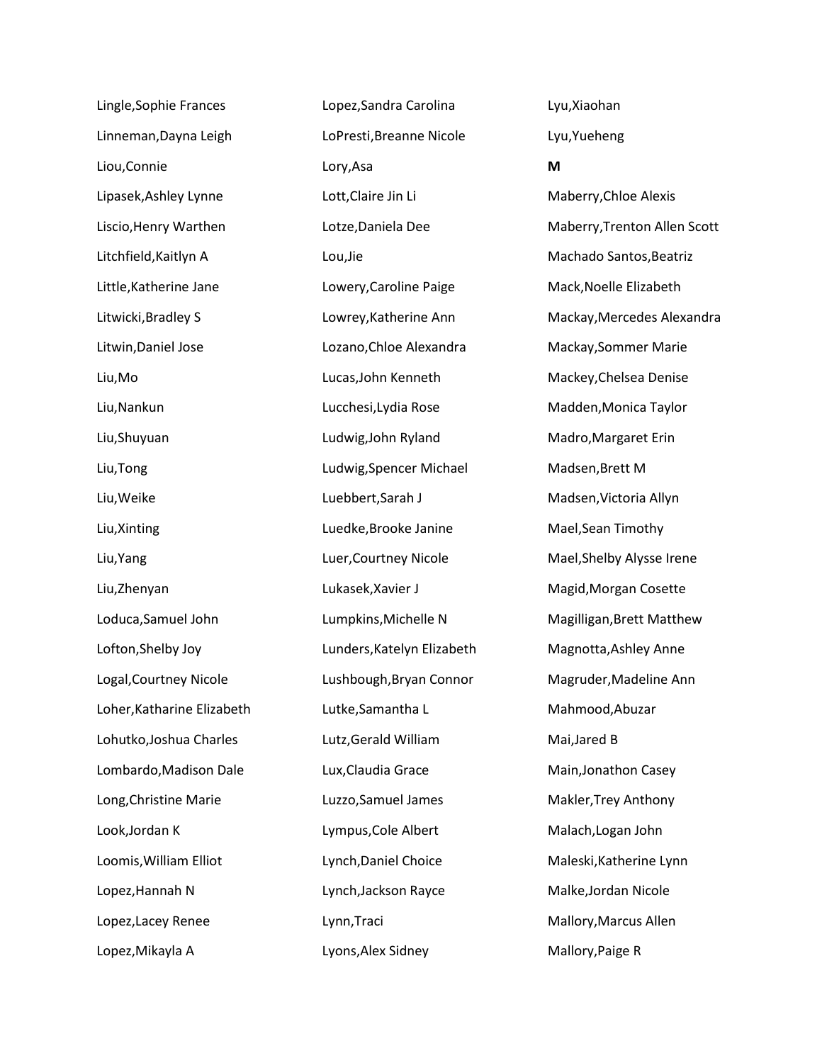Lingle,Sophie Frances

Linneman,Dayna Leigh

Liou,Connie

Lipasek,Ashley Lynne

Liscio,Henry Warthen

Litchfield,Kaitlyn A

Little,Katherine Jane

Litwicki,Bradley S

Litwin,Daniel Jose

Liu,Mo

Liu,Nankun

Liu,Shuyuan

Liu,Tong

Liu,Weike

Liu,Xinting

Liu,Yang

Liu,Zhenyan

Loduca,Samuel John

Lofton,Shelby Joy

Logal,Courtney Nicole

Loher,Katharine Elizabeth

Lohutko,Joshua Charles

Lombardo,Madison Dale

Long,Christine Marie

Look,Jordan K

Loomis,William Elliot

Lopez,Hannah N

Lopez,Lacey Renee

Lopez,Mikayla A

Lopez,Sandra Carolina

LoPresti,Breanne Nicole

Lory,Asa

Lott,Claire Jin Li

Lotze,Daniela Dee

Lou,Jie

Lowery,Caroline Paige

Lowrey,Katherine Ann

Lozano,Chloe Alexandra

Lucas,John Kenneth

Lucchesi,Lydia Rose

Ludwig,John Ryland

Ludwig,Spencer Michael

Luebbert,Sarah J

Luedke,Brooke Janine

Luer,Courtney Nicole

Lukasek,Xavier J

Lumpkins,Michelle N

Lunders,Katelyn Elizabeth

Lushbough,Bryan Connor

Lutke,Samantha L

Lutz,Gerald William

Lux,Claudia Grace

Luzzo,Samuel James

Lympus,Cole Albert

Lynch,Daniel Choice

Lynch,Jackson Rayce

Lynn,Traci

Lyons,Alex Sidney

Lyu,Xiaohan

Lyu,Yueheng

**M**

Maberry,Chloe Alexis

Maberry,Trenton Allen Scott

Machado Santos,Beatriz

Mack,Noelle Elizabeth

Mackay,Mercedes Alexandra

Mackay,Sommer Marie

Mackey,Chelsea Denise

Madden,Monica Taylor

Madro,Margaret Erin

Madsen,Brett M

Madsen,Victoria Allyn

Mael,Sean Timothy

Mael,Shelby Alysse Irene

Magid,Morgan Cosette

Magilligan,Brett Matthew

Magnotta,Ashley Anne

Magruder,Madeline Ann

Mahmood,Abuzar

Mai,Jared B

Main,Jonathon Casey

Makler,Trey Anthony

Malach,Logan John

Maleski,Katherine Lynn

Malke,Jordan Nicole

Mallory,Marcus Allen

Mallory,Paige R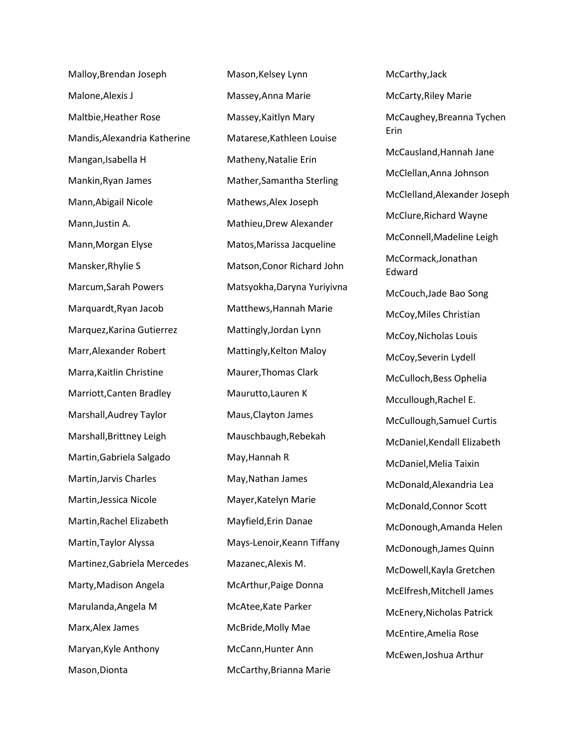Malloy,Brendan Joseph

Malone,Alexis J

Maltbie,Heather Rose

Mandis,Alexandria Katherine

Mangan,Isabella H

Mankin,Ryan James

Mann,Abigail Nicole

Mann,Justin A.

Mann,Morgan Elyse

Mansker,Rhylie S

Marcum,Sarah Powers

Marquardt,Ryan Jacob

Marquez,Karina Gutierrez

Marr,Alexander Robert

Marra,Kaitlin Christine

Marriott,Canten Bradley

Marshall,Audrey Taylor

Marshall,Brittney Leigh

Martin,Gabriela Salgado

Martin,Jarvis Charles

Martin,Jessica Nicole

Martin,Rachel Elizabeth

Martin,Taylor Alyssa

Martinez,Gabriela Mercedes

Marty,Madison Angela

Marulanda,Angela M

Marx,Alex James

Maryan,Kyle Anthony

Mason,Dionta

Mason,Kelsey Lynn

Massey,Anna Marie

Massey,Kaitlyn Mary

Matarese,Kathleen Louise

Matheny,Natalie Erin

Mather,Samantha Sterling

Mathews,Alex Joseph

Mathieu,Drew Alexander

Matos,Marissa Jacqueline

Matson,Conor Richard John

Matsyokha,Daryna Yuriyivna

Matthews,Hannah Marie

Mattingly,Jordan Lynn

Mattingly,Kelton Maloy

Maurer,Thomas Clark

Maurutto,Lauren K

Maus,Clayton James

Mauschbaugh,Rebekah

May,Hannah R

May,Nathan James

Mayer,Katelyn Marie

Mayfield,Erin Danae

Mays-Lenoir,Keann Tiffany

Mazanec,Alexis M.

McArthur,Paige Donna

McAtee,Kate Parker

McBride,Molly Mae

McCann,Hunter Ann

McCarthy,Brianna Marie

McCarthy,Jack

McCarty,Riley Marie

McCaughey,Breanna Tychen Erin

McCausland,Hannah Jane

McClellan,Anna Johnson

McClelland,Alexander Joseph

McClure,Richard Wayne

McConnell,Madeline Leigh

McCormack,Jonathan Edward

McCouch,Jade Bao Song

McCoy,Miles Christian

McCoy,Nicholas Louis

McCoy,Severin Lydell

McCulloch,Bess Ophelia

Mccullough,Rachel E.

McCullough,Samuel Curtis

McDaniel,Kendall Elizabeth

McDaniel,Melia Taixin

McDonald,Alexandria Lea

McDonald,Connor Scott

McDonough,Amanda Helen

McDonough,James Quinn

McDowell,Kayla Gretchen

McElfresh,Mitchell James

McEnery,Nicholas Patrick

McEntire,Amelia Rose

McEwen,Joshua Arthur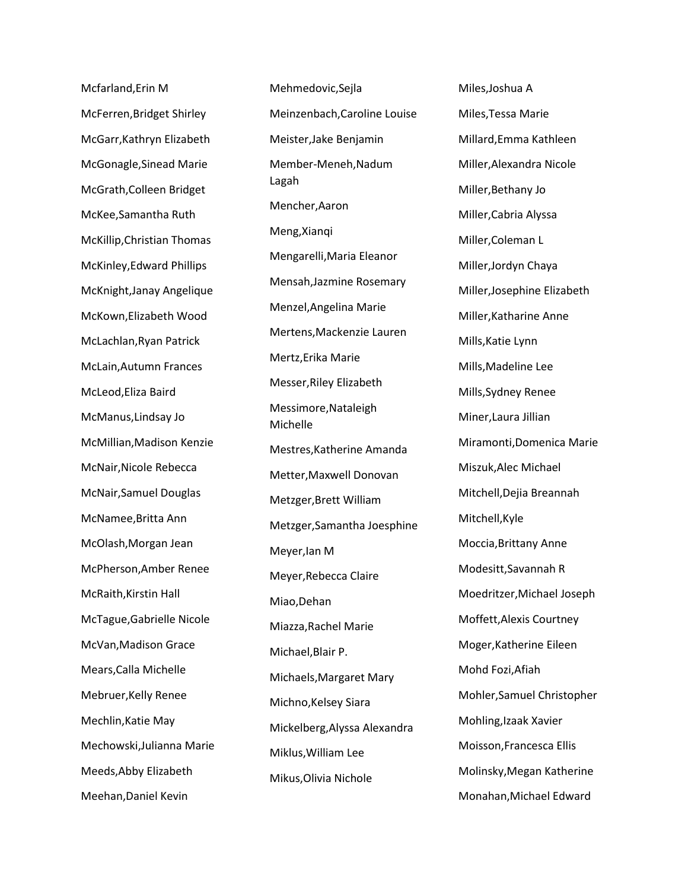Mcfarland,Erin M

McFerren,Bridget Shirley

McGarr,Kathryn Elizabeth

McGonagle,Sinead Marie

McGrath,Colleen Bridget

McKee,Samantha Ruth

McKillip,Christian Thomas

McKinley,Edward Phillips

McKnight,Janay Angelique

McKown,Elizabeth Wood

McLachlan,Ryan Patrick

McLain,Autumn Frances

McLeod,Eliza Baird

McManus,Lindsay Jo

McMillian,Madison Kenzie

McNair,Nicole Rebecca

McNair,Samuel Douglas

McNamee,Britta Ann

McOlash,Morgan Jean

McPherson,Amber Renee

McRaith,Kirstin Hall

McTague,Gabrielle Nicole

McVan,Madison Grace

Mears,Calla Michelle

Mebruer,Kelly Renee

Mechlin,Katie May

Mechowski,Julianna Marie

Meeds,Abby Elizabeth

Meehan,Daniel Kevin

Mehmedovic,Sejla

Meinzenbach,Caroline Louise

Meister,Jake Benjamin

Member-Meneh,Nadum Lagah

Mencher,Aaron

Meng,Xianqi

Mengarelli,Maria Eleanor

Mensah,Jazmine Rosemary

Menzel,Angelina Marie

Mertens,Mackenzie Lauren

Mertz,Erika Marie

Messer,Riley Elizabeth

Messimore,Nataleigh Michelle

Mestres,Katherine Amanda

Metter,Maxwell Donovan

Metzger,Brett William

Metzger,Samantha Joesphine

Meyer,Ian M

Meyer,Rebecca Claire

Miao,Dehan

Miazza,Rachel Marie

Michael,Blair P.

Michaels,Margaret Mary

Michno,Kelsey Siara

Mickelberg,Alyssa Alexandra

Miklus,William Lee

Mikus,Olivia Nichole

Miles,Joshua A

Miles,Tessa Marie

Millard,Emma Kathleen

Miller,Alexandra Nicole

Miller,Bethany Jo

Miller,Cabria Alyssa

Miller,Coleman L

Miller,Jordyn Chaya

Miller,Josephine Elizabeth

Miller,Katharine Anne

Mills,Katie Lynn

Mills,Madeline Lee

Mills,Sydney Renee

Miner,Laura Jillian

Miramonti,Domenica Marie

Miszuk,Alec Michael

Mitchell,Dejia Breannah

Mitchell,Kyle

Moccia,Brittany Anne

Modesitt,Savannah R

Moedritzer,Michael Joseph

Moffett,Alexis Courtney

Moger,Katherine Eileen

Mohd Fozi,Afiah

Mohler,Samuel Christopher

Mohling,Izaak Xavier

Moisson,Francesca Ellis

Molinsky,Megan Katherine

Monahan,Michael Edward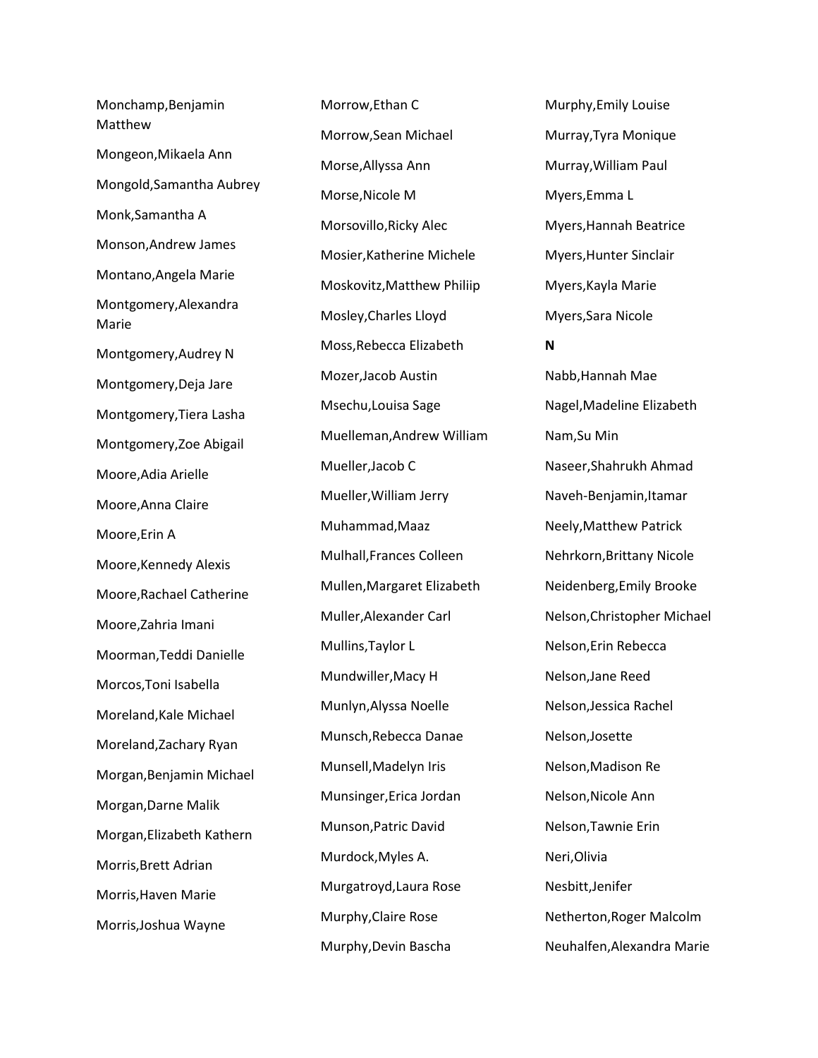Monchamp,Benjamin Matthew

Mongeon,Mikaela Ann

Mongold,Samantha Aubrey

Monk,Samantha A

Monson,Andrew James

Montano,Angela Marie

Montgomery,Alexandra Marie

Montgomery,Audrey N

Montgomery,Deja Jare

Montgomery,Tiera Lasha

Montgomery,Zoe Abigail

Moore,Adia Arielle

Moore,Anna Claire

Moore,Erin A

Moore,Kennedy Alexis

Moore,Rachael Catherine

Moore,Zahria Imani

Moorman,Teddi Danielle

Morcos,Toni Isabella

Moreland,Kale Michael

Moreland,Zachary Ryan

Morgan,Benjamin Michael

Morgan,Darne Malik

Morgan,Elizabeth Kathern

Morris,Brett Adrian

Morris,Haven Marie

Morris,Joshua Wayne

Morrow,Ethan C

Morrow,Sean Michael

Morse,Allyssa Ann

Morse,Nicole M

Morsovillo,Ricky Alec

Mosier,Katherine Michele

Moskovitz,Matthew Philiip

Mosley,Charles Lloyd

Moss,Rebecca Elizabeth

Mozer,Jacob Austin

Msechu,Louisa Sage

Muelleman,Andrew William

Mueller,Jacob C

Mueller,William Jerry

Muhammad,Maaz

Mulhall,Frances Colleen

Mullen,Margaret Elizabeth

Muller,Alexander Carl

Mullins,Taylor L

Mundwiller,Macy H

Munlyn,Alyssa Noelle

Munsch,Rebecca Danae

Munsell,Madelyn Iris

Munsinger,Erica Jordan

Munson,Patric David

Murdock,Myles A.

Murgatroyd,Laura Rose

Murphy,Claire Rose

Murphy,Devin Bascha

Murphy,Emily Louise

Murray,Tyra Monique

Murray,William Paul

Myers,Emma L

Myers,Hannah Beatrice

Myers,Hunter Sinclair

Myers,Kayla Marie

Myers,Sara Nicole

**N**

Nabb,Hannah Mae

Nagel,Madeline Elizabeth

Nam,Su Min

Naseer,Shahrukh Ahmad

Naveh-Benjamin,Itamar

Neely,Matthew Patrick

Nehrkorn,Brittany Nicole

Neidenberg,Emily Brooke

Nelson,Christopher Michael

Nelson,Erin Rebecca

Nelson,Jane Reed

Nelson,Jessica Rachel

Nelson,Josette

Nelson,Madison Re

Nelson,Nicole Ann

Nelson,Tawnie Erin

Neri,Olivia

Nesbitt,Jenifer

Netherton,Roger Malcolm

Neuhalfen,Alexandra Marie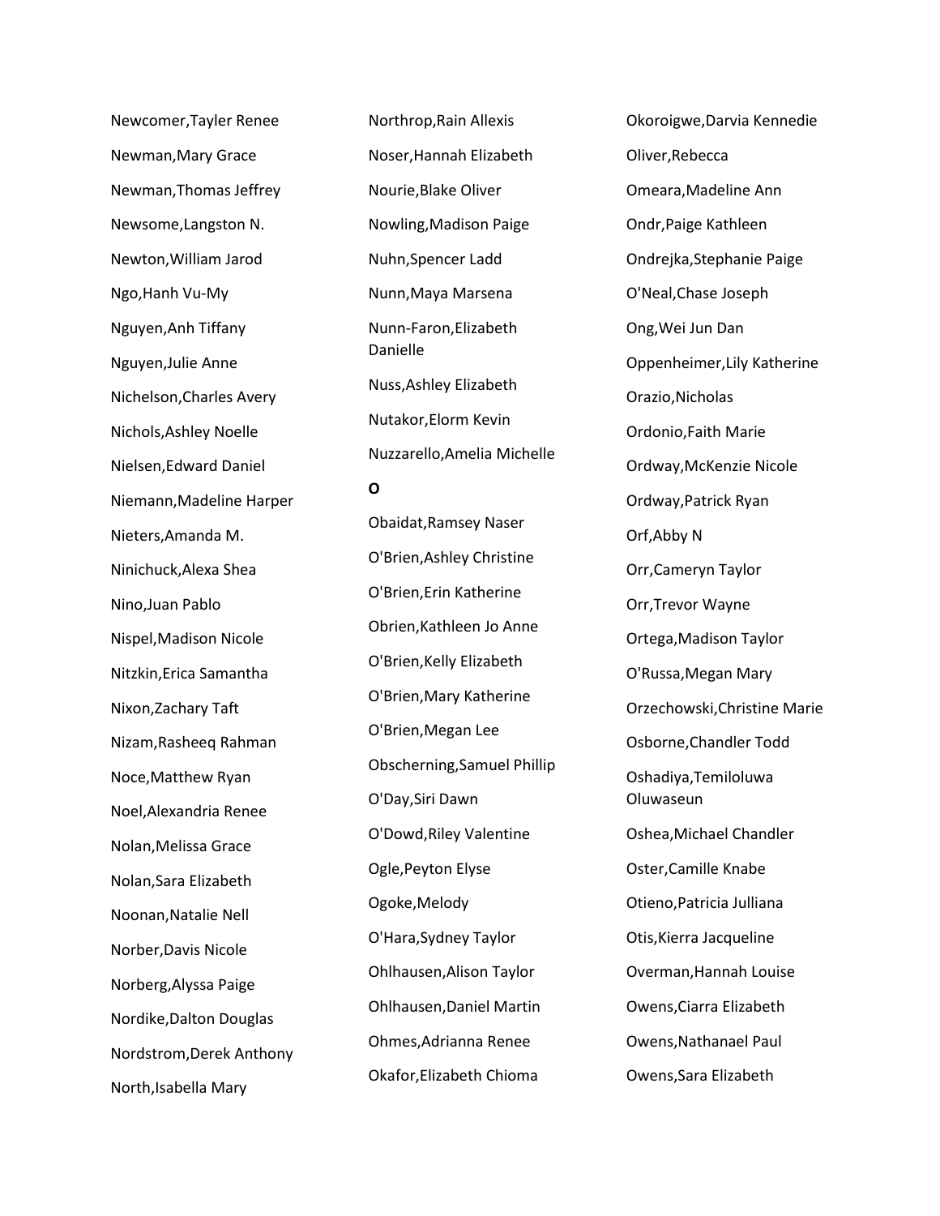Newcomer,Tayler Renee

Newman,Mary Grace

Newman,Thomas Jeffrey

Newsome,Langston N.

Newton,William Jarod

Ngo,Hanh Vu-My

Nguyen,Anh Tiffany

Nguyen,Julie Anne

Nichelson,Charles Avery

Nichols,Ashley Noelle

Nielsen,Edward Daniel

Niemann,Madeline Harper

Nieters,Amanda M.

Ninichuck,Alexa Shea

Nino,Juan Pablo

Nispel,Madison Nicole

Nitzkin,Erica Samantha

Nixon,Zachary Taft

Nizam,Rasheeq Rahman

Noce,Matthew Ryan

Noel,Alexandria Renee

Nolan,Melissa Grace

Nolan,Sara Elizabeth

Noonan,Natalie Nell

Norber,Davis Nicole

Norberg,Alyssa Paige

Nordike,Dalton Douglas

Nordstrom,Derek Anthony

North,Isabella Mary

Northrop,Rain Allexis

Noser,Hannah Elizabeth

Nourie,Blake Oliver

Nowling,Madison Paige

Nuhn,Spencer Ladd

Nunn,Maya Marsena

Nunn-Faron,Elizabeth Danielle

Nuss,Ashley Elizabeth

Nutakor,Elorm Kevin

Nuzzarello,Amelia Michelle

**O**

Obaidat,Ramsey Naser

O'Brien,Ashley Christine

O'Brien,Erin Katherine

Obrien,Kathleen Jo Anne

O'Brien,Kelly Elizabeth

O'Brien,Mary Katherine

O'Brien,Megan Lee

Obscherning,Samuel Phillip

O'Day,Siri Dawn

O'Dowd,Riley Valentine

Ogle,Peyton Elyse

Ogoke,Melody

O'Hara,Sydney Taylor

Ohlhausen,Alison Taylor

Ohlhausen,Daniel Martin

Ohmes,Adrianna Renee

Okafor,Elizabeth Chioma

Okoroigwe,Darvia Kennedie

Oliver,Rebecca

Omeara,Madeline Ann

Ondr,Paige Kathleen

Ondrejka,Stephanie Paige

O'Neal,Chase Joseph

Ong,Wei Jun Dan

Oppenheimer,Lily Katherine

Orazio,Nicholas

Ordonio,Faith Marie

Ordway,McKenzie Nicole

Ordway,Patrick Ryan

Orf,Abby N

Orr,Cameryn Taylor

Orr,Trevor Wayne

Ortega,Madison Taylor

O'Russa,Megan Mary

Orzechowski,Christine Marie

Osborne,Chandler Todd

Oshadiya,Temiloluwa Oluwaseun

Oshea,Michael Chandler

Oster,Camille Knabe

Otieno,Patricia Julliana

Otis,Kierra Jacqueline

Overman,Hannah Louise

Owens,Ciarra Elizabeth

Owens,Nathanael Paul

Owens,Sara Elizabeth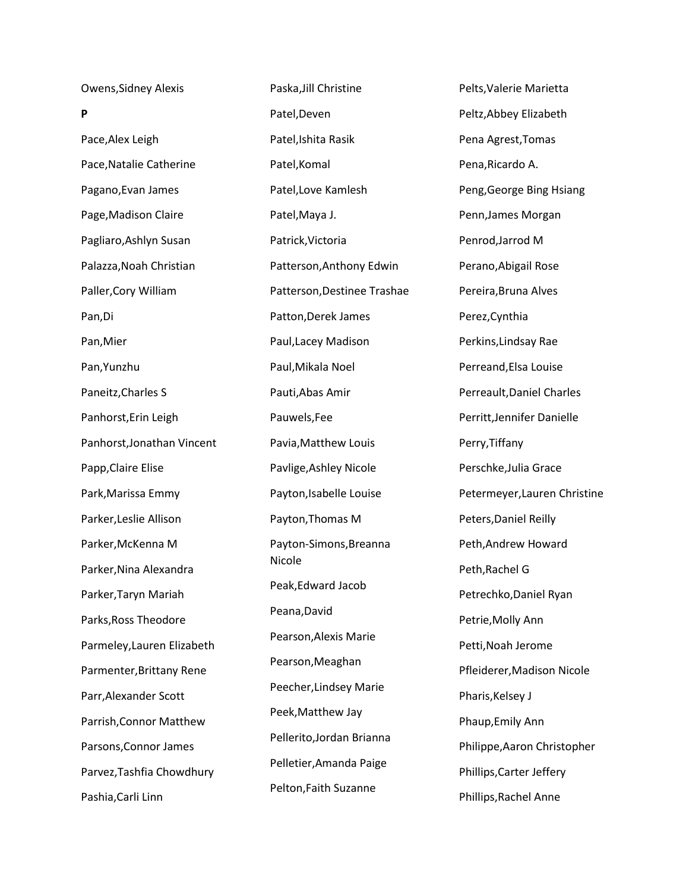Owens,Sidney Alexis

**P**

Pace,Alex Leigh

Pace,Natalie Catherine

Pagano,Evan James

Page,Madison Claire

Pagliaro,Ashlyn Susan

Palazza,Noah Christian

Paller,Cory William

Pan,Di

Pan,Mier

Pan,Yunzhu

Paneitz,Charles S

Panhorst,Erin Leigh

Panhorst,Jonathan Vincent

Papp,Claire Elise

Park,Marissa Emmy

Parker,Leslie Allison

Parker,McKenna M

Parker,Nina Alexandra

Parker,Taryn Mariah

Parks,Ross Theodore

Parmeley,Lauren Elizabeth

Parmenter,Brittany Rene

Parr,Alexander Scott

Parrish,Connor Matthew

Parsons,Connor James

Parvez,Tashfia Chowdhury

Pashia,Carli Linn

Paska,Jill Christine

Patel,Deven

Patel,Ishita Rasik

Patel,Komal

Patel,Love Kamlesh

Patel,Maya J.

Patrick,Victoria

Patterson,Anthony Edwin

Patterson,Destinee Trashae

Patton,Derek James

Paul,Lacey Madison

Paul,Mikala Noel

Pauti,Abas Amir

Pauwels,Fee

Pavia,Matthew Louis

Pavlige,Ashley Nicole

Payton,Isabelle Louise

Payton,Thomas M

Payton-Simons,Breanna Nicole

Peak,Edward Jacob

Peana,David

Pearson,Alexis Marie

Pearson,Meaghan

Peecher,Lindsey Marie

Peek,Matthew Jay

Pellerito,Jordan Brianna

Pelletier,Amanda Paige

Pelton,Faith Suzanne

Pelts,Valerie Marietta

Peltz,Abbey Elizabeth

Pena Agrest,Tomas

Pena,Ricardo A.

Peng,George Bing Hsiang

Penn,James Morgan

Penrod,Jarrod M

Perano,Abigail Rose

Pereira,Bruna Alves

Perez,Cynthia

Perkins,Lindsay Rae

Perreand,Elsa Louise

Perreault,Daniel Charles

Perritt,Jennifer Danielle

Perry,Tiffany

Perschke,Julia Grace

Petermeyer,Lauren Christine

Peters,Daniel Reilly

Peth,Andrew Howard

Peth,Rachel G

Petrechko,Daniel Ryan

Petrie,Molly Ann

Petti,Noah Jerome

Pfleiderer,Madison Nicole

Pharis,Kelsey J

Phaup,Emily Ann

Philippe,Aaron Christopher

Phillips,Carter Jeffery

Phillips,Rachel Anne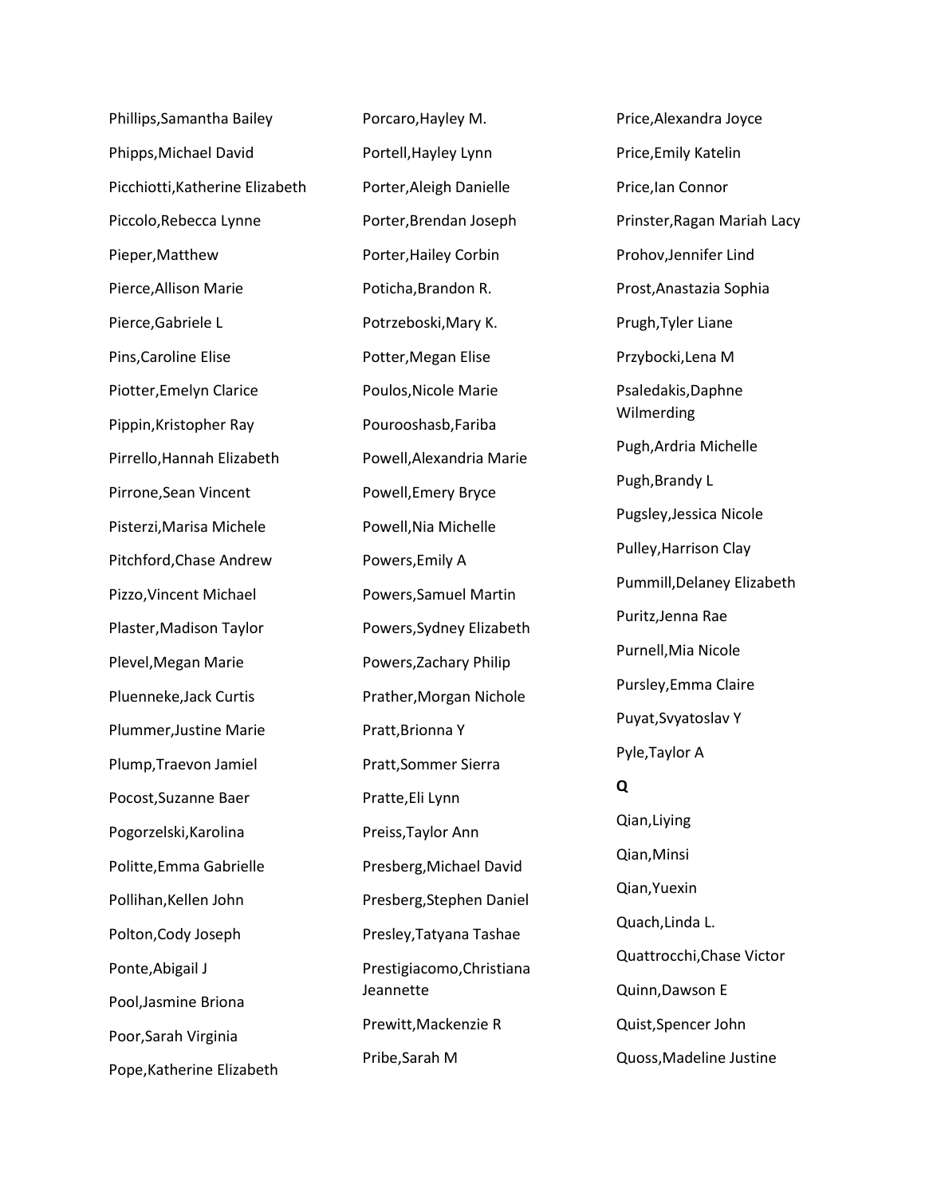Phillips,Samantha Bailey

Phipps,Michael David

Picchiotti,Katherine Elizabeth

Piccolo,Rebecca Lynne

Pieper,Matthew

Pierce,Allison Marie

Pierce,Gabriele L

Pins,Caroline Elise

Piotter,Emelyn Clarice

Pippin,Kristopher Ray

Pirrello,Hannah Elizabeth

Pirrone,Sean Vincent

Pisterzi,Marisa Michele

Pitchford,Chase Andrew

Pizzo,Vincent Michael

Plaster,Madison Taylor

Plevel,Megan Marie

Pluenneke,Jack Curtis

Plummer,Justine Marie

Plump,Traevon Jamiel

Pocost,Suzanne Baer

Pogorzelski,Karolina

Politte,Emma Gabrielle

Pollihan,Kellen John

Polton,Cody Joseph

Ponte,Abigail J

Pool,Jasmine Briona

Poor,Sarah Virginia

Pope,Katherine Elizabeth

Porcaro,Hayley M.

Portell,Hayley Lynn

Porter,Aleigh Danielle

Porter,Brendan Joseph

Porter,Hailey Corbin

Poticha,Brandon R.

Potrzeboski,Mary K.

Potter,Megan Elise

Poulos,Nicole Marie

Pourooshasb,Fariba

Powell,Alexandria Marie

Powell,Emery Bryce

Powell,Nia Michelle

Powers,Emily A

Powers,Samuel Martin

Powers,Sydney Elizabeth

Powers,Zachary Philip

Prather,Morgan Nichole

Pratt,Brionna Y

Pratt,Sommer Sierra

Pratte,Eli Lynn

Preiss,Taylor Ann

Presberg,Michael David

Presberg,Stephen Daniel

Presley,Tatyana Tashae

Prestigiacomo,Christiana Jeannette

Prewitt,Mackenzie R

Pribe,Sarah M

Price,Alexandra Joyce

Price,Emily Katelin

Price,Ian Connor

Prinster,Ragan Mariah Lacy

Prohov,Jennifer Lind

Prost,Anastazia Sophia

Prugh,Tyler Liane

Przybocki,Lena M

Psaledakis,Daphne Wilmerding

Pugh,Ardria Michelle

Pugh,Brandy L

Pugsley,Jessica Nicole

Pulley,Harrison Clay

Pummill,Delaney Elizabeth

Puritz,Jenna Rae

Purnell,Mia Nicole

Pursley,Emma Claire

Puyat,Svyatoslav Y

Pyle,Taylor A

**Q**

Qian,Liying

Qian,Minsi

Qian,Yuexin

Quach,Linda L.

Quattrocchi,Chase Victor

Quinn,Dawson E

Quist,Spencer John

Quoss,Madeline Justine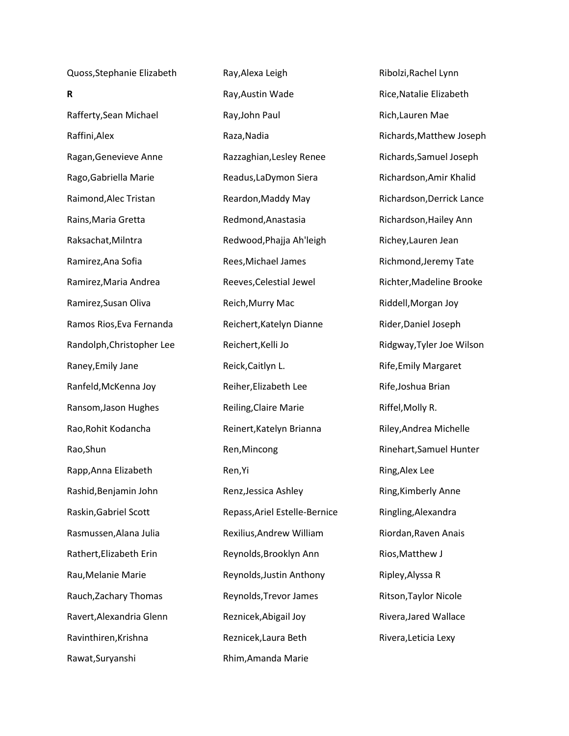Quoss,Stephanie Elizabeth

**R**

Rafferty,Sean Michael

Raffini,Alex

Ragan,Genevieve Anne

Rago,Gabriella Marie

Raimond,Alec Tristan

Rains,Maria Gretta

Raksachat,Milntra

Ramirez,Ana Sofia

Ramirez,Maria Andrea

Ramirez,Susan Oliva

Ramos Rios,Eva Fernanda

Randolph,Christopher Lee

Raney,Emily Jane

Ranfeld,McKenna Joy

Ransom,Jason Hughes

Rao,Rohit Kodancha

Rao,Shun

Rapp,Anna Elizabeth

Rashid,Benjamin John

Raskin,Gabriel Scott

Rasmussen,Alana Julia

Rathert,Elizabeth Erin

Rau,Melanie Marie

Rauch,Zachary Thomas

Ravert,Alexandria Glenn

Ravinthiren,Krishna

Rawat,Suryanshi

Ray,Alexa Leigh

Ray,Austin Wade

Ray,John Paul

Raza,Nadia

Razzaghian,Lesley Renee

Readus,LaDymon Siera

Reardon,Maddy May

Redmond,Anastasia

Redwood,Phajja Ah'leigh

Rees,Michael James

Reeves,Celestial Jewel

Reich,Murry Mac

Reichert,Katelyn Dianne

Reichert,Kelli Jo

Reick,Caitlyn L.

Reiher,Elizabeth Lee

Reiling,Claire Marie

Reinert,Katelyn Brianna

Ren,Mincong

Ren,Yi

Renz,Jessica Ashley

Repass,Ariel Estelle-Bernice

Rexilius,Andrew William

Reynolds,Brooklyn Ann

Reynolds,Justin Anthony

Reynolds,Trevor James

Reznicek,Abigail Joy

Reznicek,Laura Beth

Rhim,Amanda Marie

Ribolzi,Rachel Lynn

Rice,Natalie Elizabeth

Rich,Lauren Mae

Richards,Matthew Joseph

Richards,Samuel Joseph

Richardson,Amir Khalid

Richardson,Derrick Lance

Richardson,Hailey Ann

Richey,Lauren Jean

Richmond,Jeremy Tate

Richter,Madeline Brooke

Riddell,Morgan Joy

Rider,Daniel Joseph

Ridgway,Tyler Joe Wilson

Rife,Emily Margaret

Rife,Joshua Brian

Riffel,Molly R.

Riley,Andrea Michelle

Rinehart,Samuel Hunter

Ring,Alex Lee

Ring,Kimberly Anne

Ringling,Alexandra

Riordan,Raven Anais

Rios,Matthew J

Ripley,Alyssa R

Ritson,Taylor Nicole

Rivera,Jared Wallace

Rivera,Leticia Lexy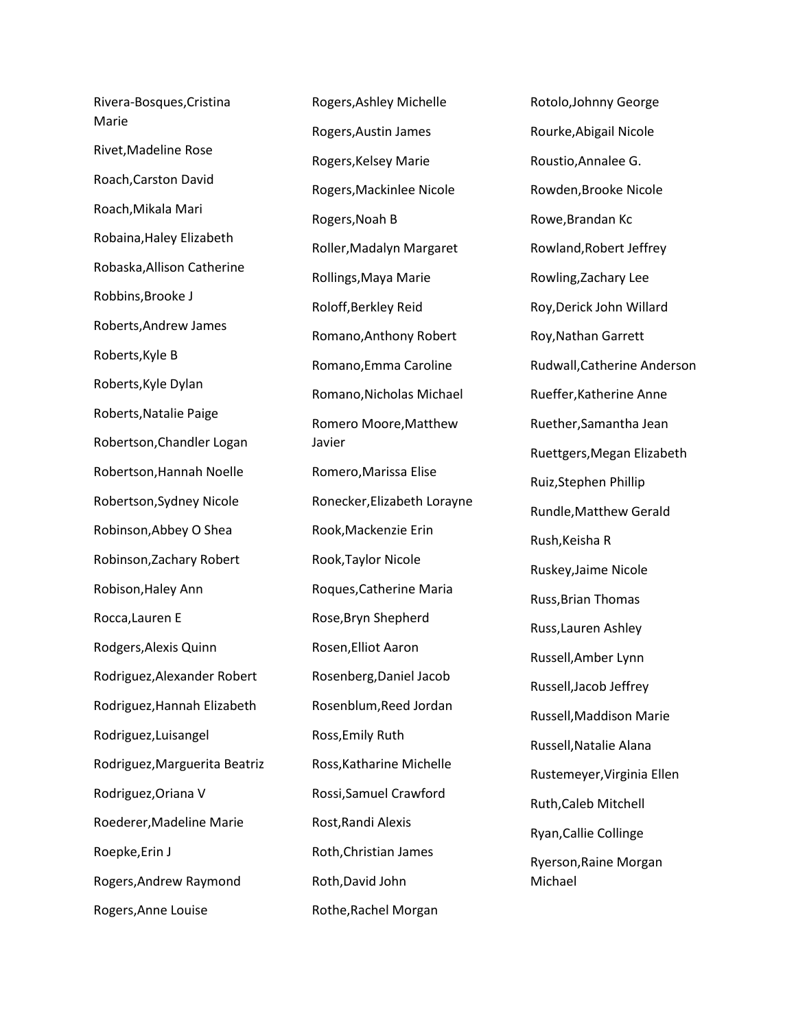Rivera-Bosques,Cristina Marie

Rivet,Madeline Rose

Roach,Carston David

Roach,Mikala Mari

Robaina,Haley Elizabeth

Robaska,Allison Catherine

Robbins,Brooke J

Roberts,Andrew James

Roberts,Kyle B

Roberts,Kyle Dylan

Roberts,Natalie Paige

Robertson,Chandler Logan

Robertson,Hannah Noelle

Robertson,Sydney Nicole

Robinson,Abbey O Shea

Robinson,Zachary Robert

Robison,Haley Ann

Rocca,Lauren E

Rodgers,Alexis Quinn

Rodriguez,Alexander Robert

Rodriguez,Hannah Elizabeth

Rodriguez,Luisangel

Rodriguez,Marguerita Beatriz

Rodriguez,Oriana V

Roederer,Madeline Marie

Roepke,Erin J

Rogers,Andrew Raymond

Rogers,Anne Louise

Rogers,Ashley Michelle

Rogers,Austin James

Rogers,Kelsey Marie

Rogers,Mackinlee Nicole

Rogers,Noah B

Roller,Madalyn Margaret

Rollings,Maya Marie

Roloff,Berkley Reid

Romano,Anthony Robert

Romano,Emma Caroline

Romano,Nicholas Michael

Romero Moore,Matthew Javier

Romero,Marissa Elise

Ronecker,Elizabeth Lorayne

Rook,Mackenzie Erin

Rook,Taylor Nicole

Roques,Catherine Maria

Rose,Bryn Shepherd

Rosen,Elliot Aaron

Rosenberg,Daniel Jacob

Rosenblum,Reed Jordan

Ross,Emily Ruth

Ross,Katharine Michelle

Rossi,Samuel Crawford

Rost,Randi Alexis

Roth,Christian James

Roth,David John

Rothe,Rachel Morgan

Rotolo,Johnny George

Rourke,Abigail Nicole

Roustio,Annalee G.

Rowden,Brooke Nicole

Rowe,Brandan Kc

Rowland,Robert Jeffrey

Rowling,Zachary Lee

Roy,Derick John Willard

Roy,Nathan Garrett

Rudwall,Catherine Anderson

Rueffer,Katherine Anne

Ruether,Samantha Jean

Ruettgers,Megan Elizabeth

Ruiz,Stephen Phillip

Rundle,Matthew Gerald

Rush,Keisha R

Ruskey,Jaime Nicole

Russ,Brian Thomas

Russ,Lauren Ashley

Russell,Amber Lynn

Russell,Jacob Jeffrey

Russell,Maddison Marie

Russell,Natalie Alana

Rustemeyer,Virginia Ellen

Ruth,Caleb Mitchell

Ryan,Callie Collinge

Ryerson,Raine Morgan Michael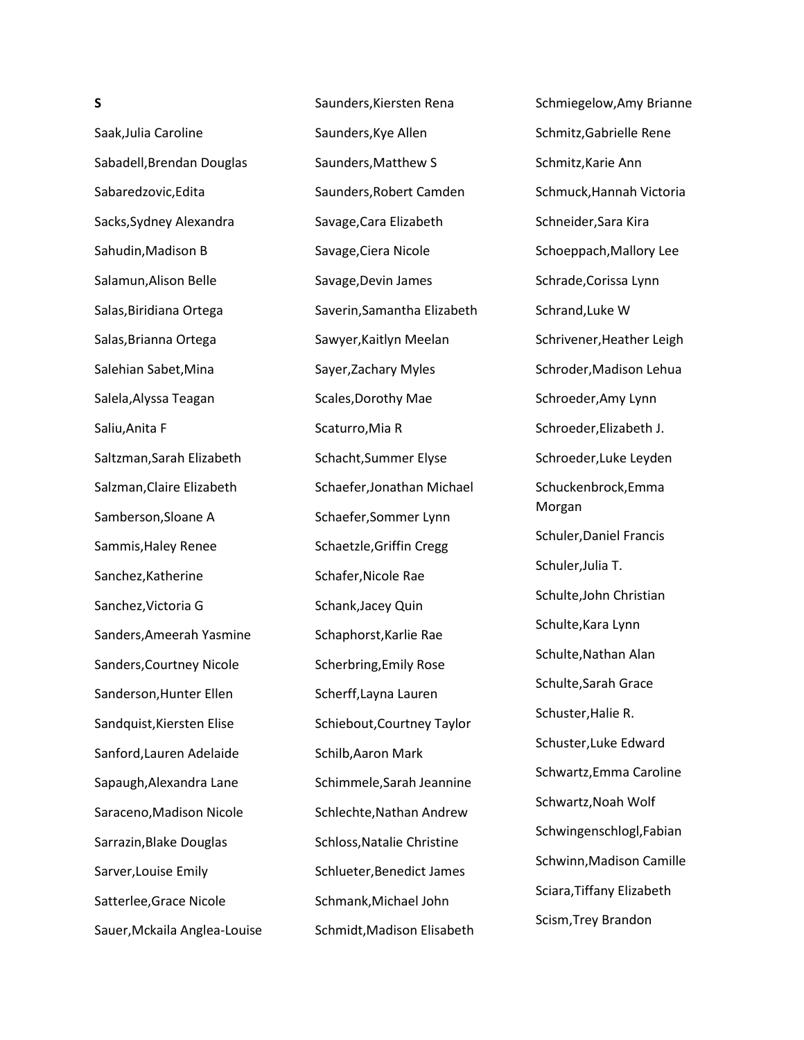**S**

Saak,Julia Caroline

Sabadell,Brendan Douglas

Sabaredzovic,Edita

Sacks,Sydney Alexandra

Sahudin,Madison B

Salamun,Alison Belle

Salas,Biridiana Ortega

Salas,Brianna Ortega

Salehian Sabet,Mina

Salela,Alyssa Teagan

Saliu,Anita F

Saltzman,Sarah Elizabeth

Salzman,Claire Elizabeth

Samberson,Sloane A

Sammis,Haley Renee

Sanchez,Katherine

Sanchez,Victoria G

Sanders,Ameerah Yasmine

Sanders,Courtney Nicole

Sanderson,Hunter Ellen

Sandquist,Kiersten Elise

Sanford,Lauren Adelaide

Sapaugh,Alexandra Lane

Saraceno,Madison Nicole

Sarrazin,Blake Douglas

Sarver,Louise Emily

Satterlee,Grace Nicole

Sauer,Mckaila Anglea-Louise

Saunders,Kiersten Rena

Saunders,Kye Allen

Saunders,Matthew S

Saunders,Robert Camden

Savage,Cara Elizabeth

Savage,Ciera Nicole

Savage,Devin James

Saverin,Samantha Elizabeth

Sawyer,Kaitlyn Meelan

Sayer,Zachary Myles

Scales,Dorothy Mae

Scaturro,Mia R

Schacht,Summer Elyse

Schaefer,Jonathan Michael

Schaefer,Sommer Lynn

Schaetzle,Griffin Cregg

Schafer,Nicole Rae

Schank,Jacey Quin

Schaphorst,Karlie Rae

Scherbring,Emily Rose

Scherff,Layna Lauren

Schiebout,Courtney Taylor

Schilb,Aaron Mark

Schimmele,Sarah Jeannine

Schlechte,Nathan Andrew

Schloss,Natalie Christine

Schlueter,Benedict James

Schmank,Michael John

Schmidt,Madison Elisabeth

Schmiegelow,Amy Brianne

Schmitz,Gabrielle Rene

Schmitz,Karie Ann

Schmuck,Hannah Victoria

Schneider,Sara Kira

Schoeppach,Mallory Lee

Schrade,Corissa Lynn

Schrand,Luke W

Schrivener,Heather Leigh

Schroder,Madison Lehua

Schroeder,Amy Lynn

Schroeder,Elizabeth J.

Schroeder,Luke Leyden

Schuckenbrock,Emma Morgan

Schuler,Daniel Francis

Schuler,Julia T.

Schulte,John Christian

Schulte,Kara Lynn

Schulte,Nathan Alan

Schulte,Sarah Grace

Schuster,Halie R.

Schuster,Luke Edward

Schwartz,Emma Caroline

Schwartz,Noah Wolf

Schwingenschlogl,Fabian

Schwinn,Madison Camille

Sciara,Tiffany Elizabeth

Scism,Trey Brandon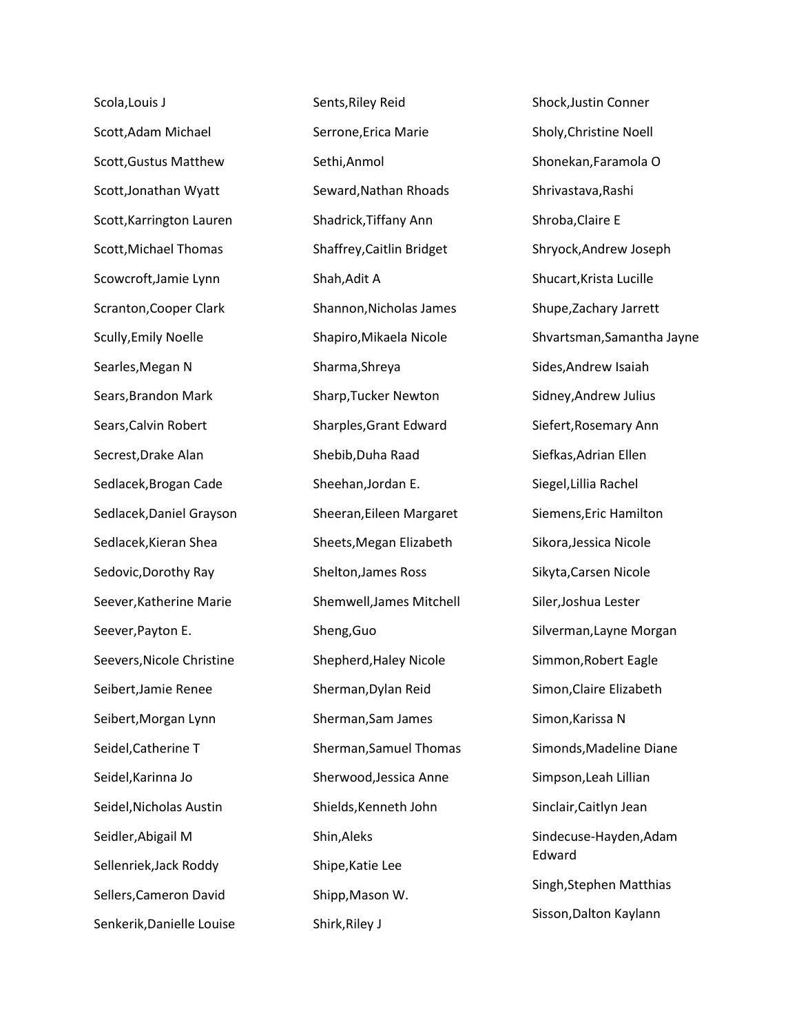Scola,Louis J

Scott,Adam Michael

Scott,Gustus Matthew

Scott,Jonathan Wyatt

Scott,Karrington Lauren

Scott,Michael Thomas

Scowcroft,Jamie Lynn

Scranton,Cooper Clark

Scully,Emily Noelle

Searles,Megan N

Sears,Brandon Mark

Sears,Calvin Robert

Secrest,Drake Alan

Sedlacek,Brogan Cade

Sedlacek,Daniel Grayson

Sedlacek,Kieran Shea

Sedovic,Dorothy Ray

Seever,Katherine Marie

Seever,Payton E.

Seevers,Nicole Christine

Seibert,Jamie Renee

Seibert,Morgan Lynn

Seidel,Catherine T

Seidel,Karinna Jo

Seidel,Nicholas Austin

Seidler,Abigail M

Sellenriek,Jack Roddy

Sellers,Cameron David

Senkerik,Danielle Louise

Sents,Riley Reid

Serrone,Erica Marie

Sethi,Anmol

Seward,Nathan Rhoads

Shadrick,Tiffany Ann

Shaffrey,Caitlin Bridget

Shah,Adit A

Shannon,Nicholas James

Shapiro,Mikaela Nicole

Sharma,Shreya

Sharp,Tucker Newton

Sharples,Grant Edward

Shebib,Duha Raad

Sheehan,Jordan E.

Sheeran,Eileen Margaret

Sheets,Megan Elizabeth

Shelton,James Ross

Shemwell,James Mitchell

Sheng,Guo

Shepherd,Haley Nicole

Sherman,Dylan Reid

Sherman,Sam James

Sherman,Samuel Thomas

Sherwood,Jessica Anne

Shields,Kenneth John

Shin,Aleks

Shipe,Katie Lee

Shipp,Mason W.

Shirk,Riley J

Shock,Justin Conner

Sholy,Christine Noell

Shonekan,Faramola O

Shrivastava,Rashi

Shroba,Claire E

Shryock,Andrew Joseph

Shucart,Krista Lucille

Shupe,Zachary Jarrett

Shvartsman,Samantha Jayne

Sides,Andrew Isaiah

Sidney,Andrew Julius

Siefert,Rosemary Ann

Siefkas,Adrian Ellen

Siegel,Lillia Rachel

Siemens,Eric Hamilton

Sikora,Jessica Nicole

Sikyta,Carsen Nicole

Siler,Joshua Lester

Silverman,Layne Morgan

Simmon,Robert Eagle

Simon,Claire Elizabeth

Simon,Karissa N

Simonds,Madeline Diane

Simpson,Leah Lillian

Sinclair,Caitlyn Jean

Sindecuse-Hayden,Adam Edward

Singh,Stephen Matthias

Sisson,Dalton Kaylann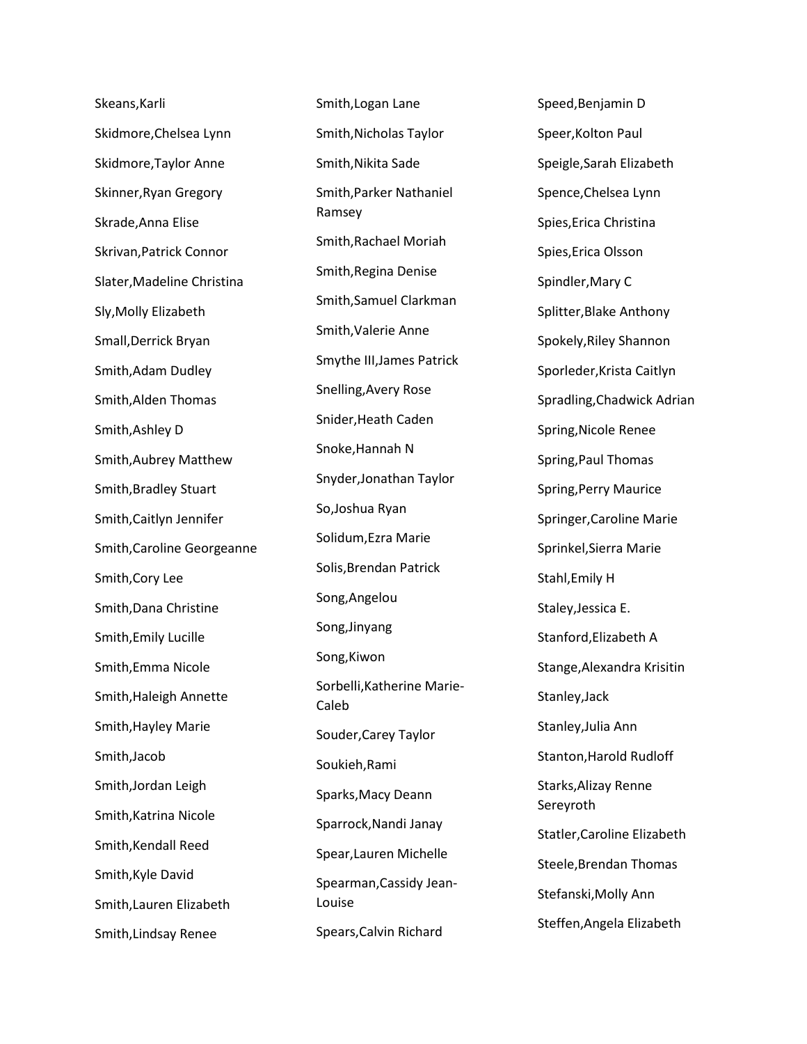Skeans,Karli

Skidmore,Chelsea Lynn

Skidmore,Taylor Anne

Skinner,Ryan Gregory

Skrade,Anna Elise

Skrivan,Patrick Connor

Slater,Madeline Christina

Sly,Molly Elizabeth

Small,Derrick Bryan

Smith,Adam Dudley

Smith,Alden Thomas

Smith,Ashley D

Smith,Aubrey Matthew

Smith,Bradley Stuart

Smith,Caitlyn Jennifer

Smith,Caroline Georgeanne

Smith,Cory Lee

Smith,Dana Christine

Smith,Emily Lucille

Smith,Emma Nicole

Smith,Haleigh Annette

Smith,Hayley Marie

Smith,Jacob

Smith,Jordan Leigh

Smith,Katrina Nicole

Smith,Kendall Reed

Smith,Kyle David

Smith,Lauren Elizabeth

Smith,Lindsay Renee

Smith,Logan Lane

Smith,Nicholas Taylor

Smith,Nikita Sade

Smith,Parker Nathaniel Ramsey

Smith,Rachael Moriah

Smith,Regina Denise

Smith,Samuel Clarkman

Smith,Valerie Anne

Smythe III,James Patrick

Snelling,Avery Rose

Snider,Heath Caden

Snoke,Hannah N

Snyder,Jonathan Taylor

So,Joshua Ryan

Solidum,Ezra Marie

Solis,Brendan Patrick

Song,Angelou

Song,Jinyang

Song,Kiwon

Sorbelli,Katherine Marie-Caleb

Souder,Carey Taylor

Soukieh,Rami

Sparks,Macy Deann

Sparrock,Nandi Janay

Spear,Lauren Michelle

Spearman,Cassidy Jean-Louise

Spears,Calvin Richard

Speed,Benjamin D

Speer,Kolton Paul

Speigle,Sarah Elizabeth

Spence,Chelsea Lynn

Spies,Erica Christina

Spies,Erica Olsson

Spindler,Mary C

Splitter,Blake Anthony

Spokely,Riley Shannon

Sporleder,Krista Caitlyn

Spradling,Chadwick Adrian

Spring,Nicole Renee

Spring,Paul Thomas

Spring,Perry Maurice

Springer,Caroline Marie

Sprinkel,Sierra Marie

Stahl,Emily H

Staley,Jessica E.

Stanford,Elizabeth A

Stange,Alexandra Krisitin

Stanley,Jack

Stanley,Julia Ann

Stanton,Harold Rudloff

Starks,Alizay Renne Sereyroth

Statler,Caroline Elizabeth

Steele,Brendan Thomas

Stefanski,Molly Ann

Steffen,Angela Elizabeth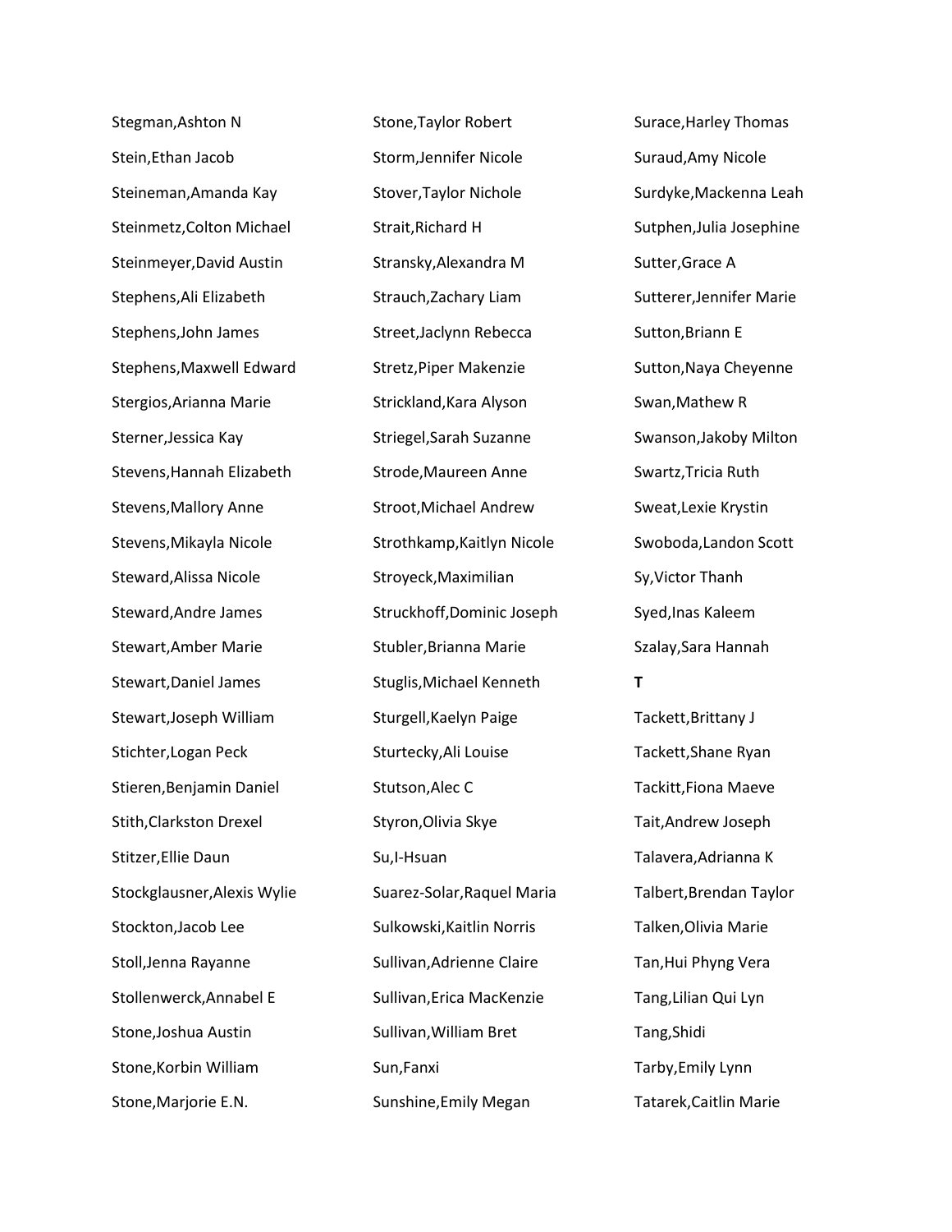Stegman,Ashton N

Stein,Ethan Jacob

Steineman,Amanda Kay

Steinmetz,Colton Michael

Steinmeyer,David Austin

Stephens,Ali Elizabeth

Stephens,John James

Stephens,Maxwell Edward

Stergios,Arianna Marie

Sterner,Jessica Kay

Stevens,Hannah Elizabeth

Stevens,Mallory Anne

Stevens,Mikayla Nicole

Steward,Alissa Nicole

Steward,Andre James

Stewart,Amber Marie

Stewart,Daniel James

Stewart,Joseph William

Stichter,Logan Peck

Stieren,Benjamin Daniel

Stith,Clarkston Drexel

Stitzer,Ellie Daun

Stockglausner,Alexis Wylie

Stockton,Jacob Lee

Stoll,Jenna Rayanne

Stollenwerck,Annabel E

Stone,Joshua Austin

Stone,Korbin William

Stone,Marjorie E.N.

Stone,Taylor Robert

Storm,Jennifer Nicole

Stover,Taylor Nichole

Strait,Richard H

Stransky,Alexandra M

Strauch,Zachary Liam

Street,Jaclynn Rebecca

Stretz,Piper Makenzie

Strickland,Kara Alyson

Striegel,Sarah Suzanne

Strode,Maureen Anne

Stroot,Michael Andrew

Strothkamp,Kaitlyn Nicole

Stroyeck,Maximilian

Struckhoff,Dominic Joseph

Stubler,Brianna Marie

Stuglis,Michael Kenneth

Sturgell,Kaelyn Paige

Sturtecky,Ali Louise

Stutson,Alec C

Styron,Olivia Skye

Su,I-Hsuan

Suarez-Solar,Raquel Maria

Sulkowski,Kaitlin Norris

Sullivan,Adrienne Claire

Sullivan,Erica MacKenzie

Sullivan,William Bret

Sun,Fanxi

Sunshine,Emily Megan

Surace,Harley Thomas

Suraud,Amy Nicole

Surdyke,Mackenna Leah

Sutphen,Julia Josephine

Sutter,Grace A

Sutterer,Jennifer Marie

Sutton,Briann E

Sutton,Naya Cheyenne

Swan,Mathew R

Swanson,Jakoby Milton

Swartz,Tricia Ruth

Sweat,Lexie Krystin

Swoboda,Landon Scott

Sy,Victor Thanh

Syed,Inas Kaleem

Szalay,Sara Hannah

**T**

Tackett,Brittany J

Tackett,Shane Ryan

Tackitt,Fiona Maeve

Tait,Andrew Joseph

Talavera,Adrianna K

Talbert,Brendan Taylor

Talken,Olivia Marie

Tan,Hui Phyng Vera

Tang,Lilian Qui Lyn

Tang,Shidi

Tarby,Emily Lynn

Tatarek,Caitlin Marie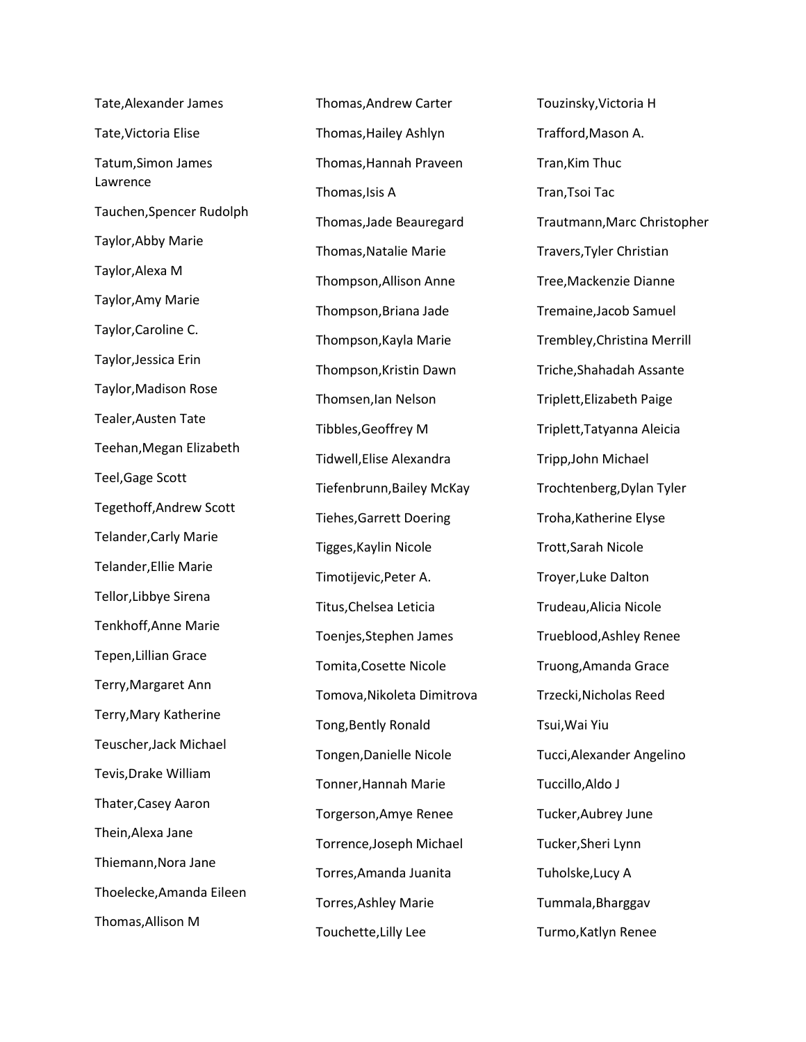Tate,Alexander James

Tate,Victoria Elise

Tatum,Simon James Lawrence

Tauchen,Spencer Rudolph

Taylor,Abby Marie

Taylor,Alexa M

Taylor,Amy Marie

Taylor,Caroline C.

Taylor,Jessica Erin

Taylor,Madison Rose

Tealer,Austen Tate

Teehan,Megan Elizabeth

Teel,Gage Scott

Tegethoff,Andrew Scott

Telander,Carly Marie

Telander,Ellie Marie

Tellor,Libbye Sirena

Tenkhoff,Anne Marie

Tepen,Lillian Grace

Terry,Margaret Ann

Terry,Mary Katherine

Teuscher,Jack Michael

Tevis,Drake William

Thater,Casey Aaron

Thein,Alexa Jane

Thiemann,Nora Jane

Thoelecke,Amanda Eileen

Thomas,Allison M

Thomas,Andrew Carter

Thomas,Hailey Ashlyn

Thomas,Hannah Praveen

Thomas,Isis A

Thomas,Jade Beauregard

Thomas,Natalie Marie

Thompson,Allison Anne

Thompson,Briana Jade

Thompson,Kayla Marie

Thompson,Kristin Dawn

Thomsen,Ian Nelson

Tibbles,Geoffrey M

Tidwell,Elise Alexandra

Tiefenbrunn,Bailey McKay

Tiehes,Garrett Doering

Tigges,Kaylin Nicole

Timotijevic,Peter A.

Titus,Chelsea Leticia

Toenjes,Stephen James

Tomita,Cosette Nicole

Tomova,Nikoleta Dimitrova

Tong,Bently Ronald

Tongen,Danielle Nicole

Tonner,Hannah Marie

Torgerson,Amye Renee

Torrence,Joseph Michael

Torres,Amanda Juanita

Torres,Ashley Marie

Touchette,Lilly Lee

Touzinsky,Victoria H

Trafford,Mason A.

Tran,Kim Thuc

Tran,Tsoi Tac

Trautmann,Marc Christopher

Travers,Tyler Christian

Tree,Mackenzie Dianne

Tremaine,Jacob Samuel

Trembley,Christina Merrill

Triche,Shahadah Assante

Triplett,Elizabeth Paige

Triplett,Tatyanna Aleicia

Tripp,John Michael

Trochtenberg,Dylan Tyler

Troha,Katherine Elyse

Trott,Sarah Nicole

Troyer,Luke Dalton

Trudeau,Alicia Nicole

Trueblood,Ashley Renee

Truong,Amanda Grace

Trzecki,Nicholas Reed

Tsui,Wai Yiu

Tucci,Alexander Angelino

Tuccillo,Aldo J

Tucker,Aubrey June

Tucker,Sheri Lynn

Tuholske,Lucy A

Tummala,Bharggav

Turmo,Katlyn Renee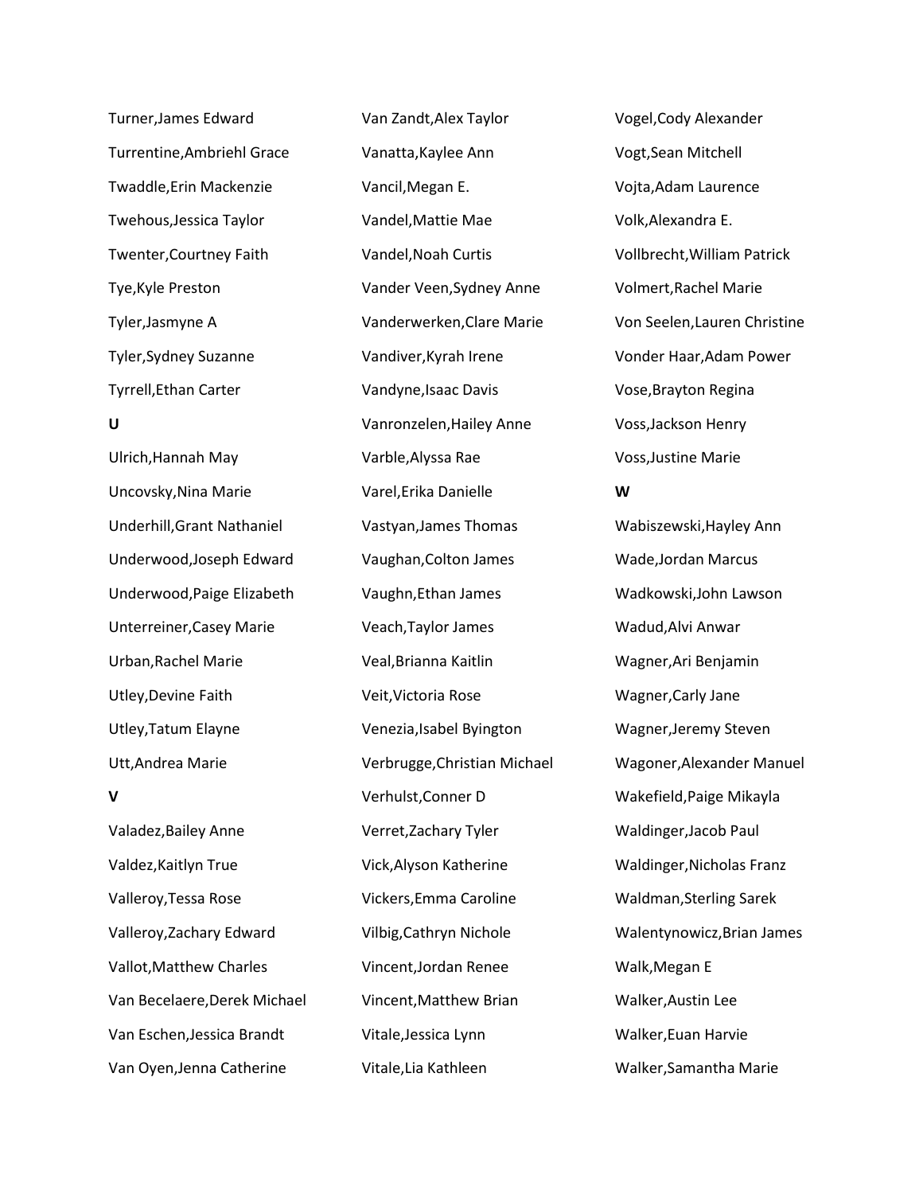Turner,James Edward

Turrentine,Ambriehl Grace

Twaddle,Erin Mackenzie

Twehous,Jessica Taylor

Twenter,Courtney Faith

Tye,Kyle Preston

Tyler,Jasmyne A

Tyler,Sydney Suzanne

Tyrrell,Ethan Carter

**U**

Ulrich,Hannah May

Uncovsky,Nina Marie

Underhill,Grant Nathaniel

Underwood,Joseph Edward

Underwood,Paige Elizabeth

Unterreiner,Casey Marie

Urban,Rachel Marie

Utley,Devine Faith

Utley,Tatum Elayne

Utt,Andrea Marie

**V**

Valadez,Bailey Anne

Valdez,Kaitlyn True

Valleroy,Tessa Rose

Valleroy,Zachary Edward

Vallot,Matthew Charles

Van Becelaere,Derek Michael

Van Eschen,Jessica Brandt

Van Oyen,Jenna Catherine

Van Zandt,Alex Taylor

Vanatta,Kaylee Ann

Vancil,Megan E.

Vandel,Mattie Mae

Vandel,Noah Curtis

Vander Veen,Sydney Anne

Vanderwerken,Clare Marie

Vandiver,Kyrah Irene

Vandyne,Isaac Davis

Vanronzelen,Hailey Anne

Varble,Alyssa Rae

Varel,Erika Danielle

Vastyan,James Thomas

Vaughan,Colton James

Vaughn,Ethan James

Veach,Taylor James

Veal,Brianna Kaitlin

Veit,Victoria Rose

Venezia,Isabel Byington

Verbrugge,Christian Michael

Verhulst,Conner D

Verret,Zachary Tyler

Vick,Alyson Katherine

Vickers,Emma Caroline

Vilbig,Cathryn Nichole

Vincent,Jordan Renee

Vincent,Matthew Brian

Vitale,Jessica Lynn

Vitale,Lia Kathleen

Vogel,Cody Alexander

Vogt,Sean Mitchell

Vojta,Adam Laurence

Volk,Alexandra E.

Vollbrecht,William Patrick

Volmert,Rachel Marie

Von Seelen,Lauren Christine

Vonder Haar,Adam Power

Vose,Brayton Regina

Voss,Jackson Henry

Voss,Justine Marie

**W**

Wabiszewski,Hayley Ann

Wade,Jordan Marcus

Wadkowski,John Lawson

Wadud,Alvi Anwar

Wagner,Ari Benjamin

Wagner,Carly Jane

Wagner,Jeremy Steven

Wagoner,Alexander Manuel

Wakefield,Paige Mikayla

Waldinger,Jacob Paul

Waldinger,Nicholas Franz

Waldman,Sterling Sarek

Walentynowicz,Brian James

Walk,Megan E

Walker,Austin Lee

Walker,Euan Harvie

Walker,Samantha Marie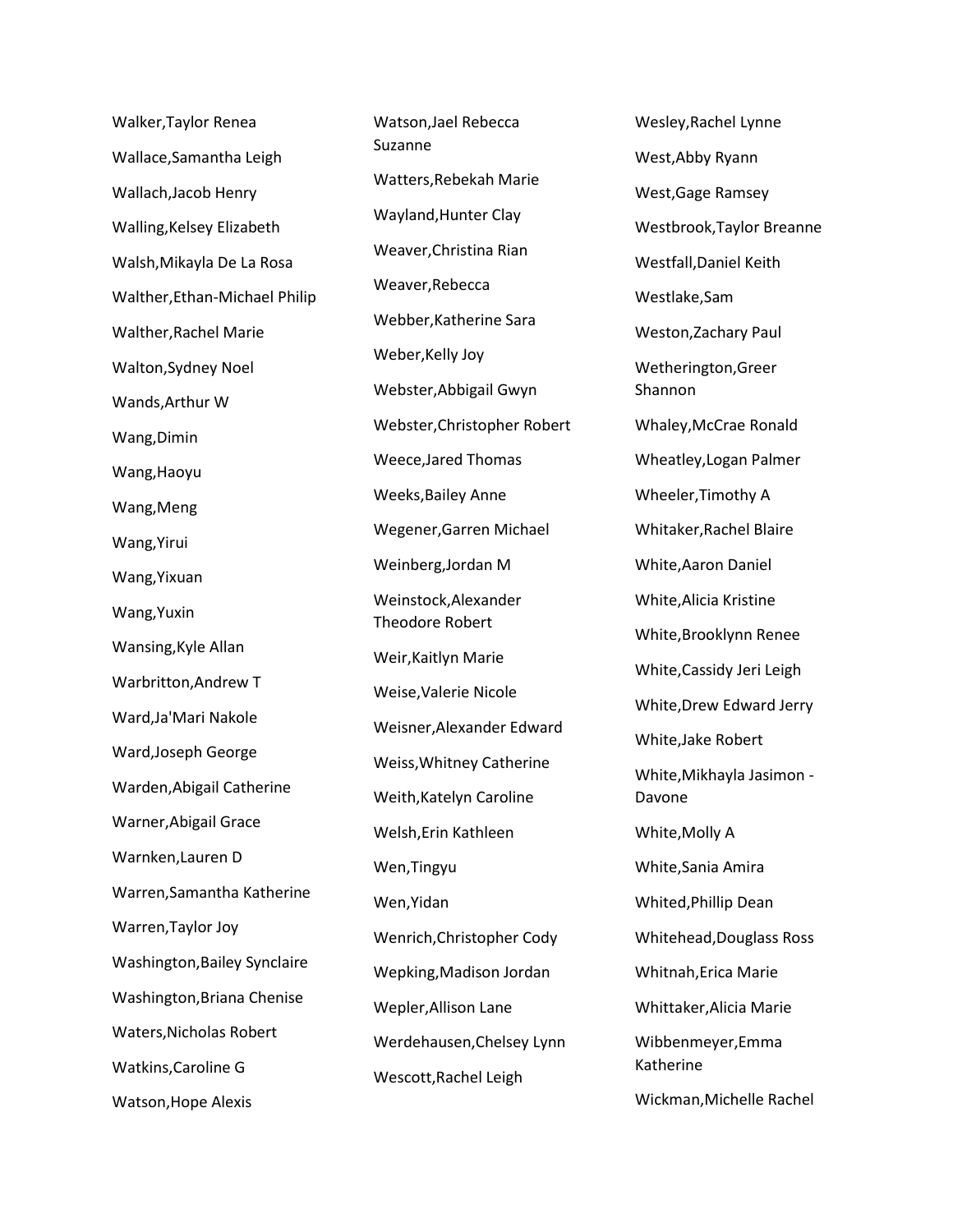Walker,Taylor Renea

Wallace,Samantha Leigh

Wallach,Jacob Henry

Walling,Kelsey Elizabeth

Walsh,Mikayla De La Rosa

Walther,Ethan-Michael Philip

Walther,Rachel Marie

Walton,Sydney Noel

Wands,Arthur W

Wang,Dimin

Wang,Haoyu

Wang,Meng

Wang,Yirui

Wang,Yixuan

Wang,Yuxin

Wansing,Kyle Allan

Warbritton,Andrew T

Ward,Ja'Mari Nakole

Ward,Joseph George

Warden,Abigail Catherine

Warner,Abigail Grace

Warnken,Lauren D

Warren,Samantha Katherine

Warren,Taylor Joy

Washington,Bailey Synclaire

Washington,Briana Chenise

Waters,Nicholas Robert

Watkins,Caroline G

Watson,Hope Alexis

Watson,Jael Rebecca Suzanne

Watters,Rebekah Marie

Wayland,Hunter Clay

Weaver,Christina Rian

Weaver,Rebecca

Webber,Katherine Sara

Weber,Kelly Joy

Webster,Abbigail Gwyn

Webster,Christopher Robert

Weece,Jared Thomas

Weeks,Bailey Anne

Wegener,Garren Michael

Weinberg,Jordan M

Weinstock,Alexander Theodore Robert

Weir,Kaitlyn Marie

Weise,Valerie Nicole

Weisner,Alexander Edward

Weiss,Whitney Catherine

Weith,Katelyn Caroline

Welsh,Erin Kathleen

Wen,Tingyu

Wen,Yidan

Wenrich,Christopher Cody

Wepking,Madison Jordan

Wepler,Allison Lane

Werdehausen,Chelsey Lynn

Wescott,Rachel Leigh

Wesley,Rachel Lynne

West,Abby Ryann

West,Gage Ramsey

Westbrook,Taylor Breanne

Westfall,Daniel Keith

Westlake,Sam

Weston,Zachary Paul

Wetherington,Greer Shannon

Whaley,McCrae Ronald

Wheatley,Logan Palmer

Wheeler,Timothy A

Whitaker,Rachel Blaire

White,Aaron Daniel

White,Alicia Kristine

White,Brooklynn Renee

White,Cassidy Jeri Leigh

White,Drew Edward Jerry

White,Jake Robert

White,Mikhayla Jasimon - Davone

White,Molly A

White,Sania Amira

Whited,Phillip Dean

Whitehead,Douglass Ross

Whitnah,Erica Marie

Whittaker,Alicia Marie

Wibbenmeyer,Emma Katherine

Wickman,Michelle Rachel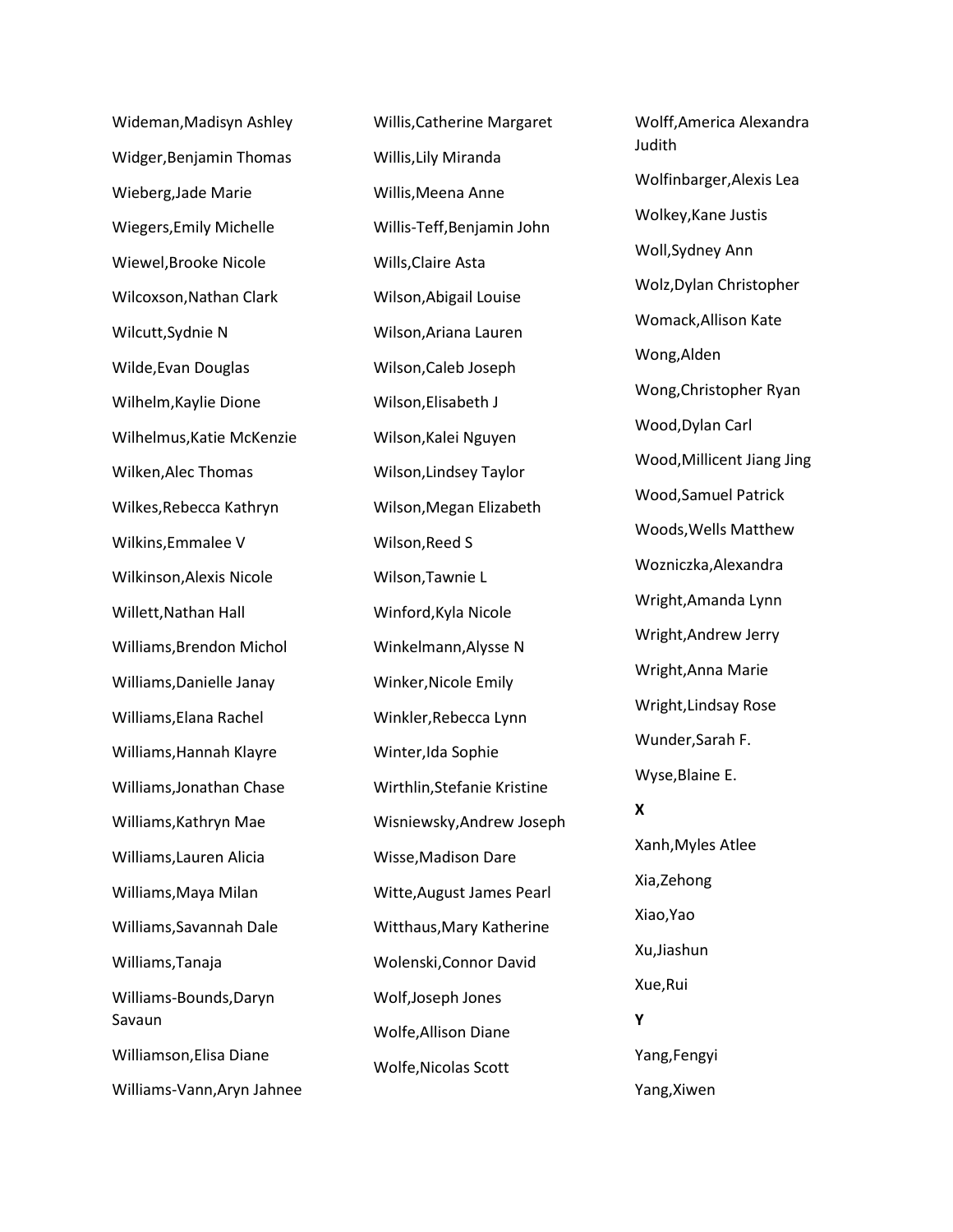Wideman,Madisyn Ashley

Widger,Benjamin Thomas

Wieberg,Jade Marie

Wiegers,Emily Michelle

Wiewel,Brooke Nicole

Wilcoxson,Nathan Clark

Wilcutt,Sydnie N

Wilde,Evan Douglas

Wilhelm,Kaylie Dione

Wilhelmus,Katie McKenzie

Wilken,Alec Thomas

Wilkes,Rebecca Kathryn

Wilkins,Emmalee V

Wilkinson,Alexis Nicole

Willett,Nathan Hall

Williams,Brendon Michol

Williams,Danielle Janay

Williams,Elana Rachel

Williams,Hannah Klayre

Williams,Jonathan Chase

Williams,Kathryn Mae

Williams,Lauren Alicia

Williams,Maya Milan

Williams,Savannah Dale

Williams,Tanaja

Williams-Bounds,Daryn Savaun

Williamson,Elisa Diane

Williams-Vann,Aryn Jahnee

Willis,Catherine Margaret

Willis,Lily Miranda

Willis,Meena Anne

Willis-Teff,Benjamin John

Wills,Claire Asta

Wilson,Abigail Louise

Wilson,Ariana Lauren

Wilson,Caleb Joseph

Wilson,Elisabeth J

Wilson,Kalei Nguyen

Wilson,Lindsey Taylor

Wilson,Megan Elizabeth

Wilson,Reed S

Wilson,Tawnie L

Winford,Kyla Nicole

Winkelmann,Alysse N

Winker,Nicole Emily

Winkler,Rebecca Lynn

Winter,Ida Sophie

Wirthlin,Stefanie Kristine

Wisniewsky,Andrew Joseph

Wisse,Madison Dare

Witte,August James Pearl

Witthaus,Mary Katherine

Wolenski,Connor David

Wolf,Joseph Jones

Wolfe,Allison Diane

Wolfe,Nicolas Scott

Wolff,America Alexandra Judith

Wolfinbarger,Alexis Lea

Wolkey,Kane Justis

Woll,Sydney Ann

Wolz,Dylan Christopher

Womack,Allison Kate

Wong,Alden

Wong,Christopher Ryan

Wood,Dylan Carl

Wood,Millicent Jiang Jing

Wood,Samuel Patrick

Woods,Wells Matthew

Wozniczka,Alexandra

Wright,Amanda Lynn

Wright,Andrew Jerry

Wright,Anna Marie

Wright,Lindsay Rose

Wunder,Sarah F.

Wyse,Blaine E.

**X**

Xanh,Myles Atlee

Xia,Zehong

Xiao,Yao

Xu,Jiashun

Xue,Rui

**Y**

Yang,Fengyi

Yang,Xiwen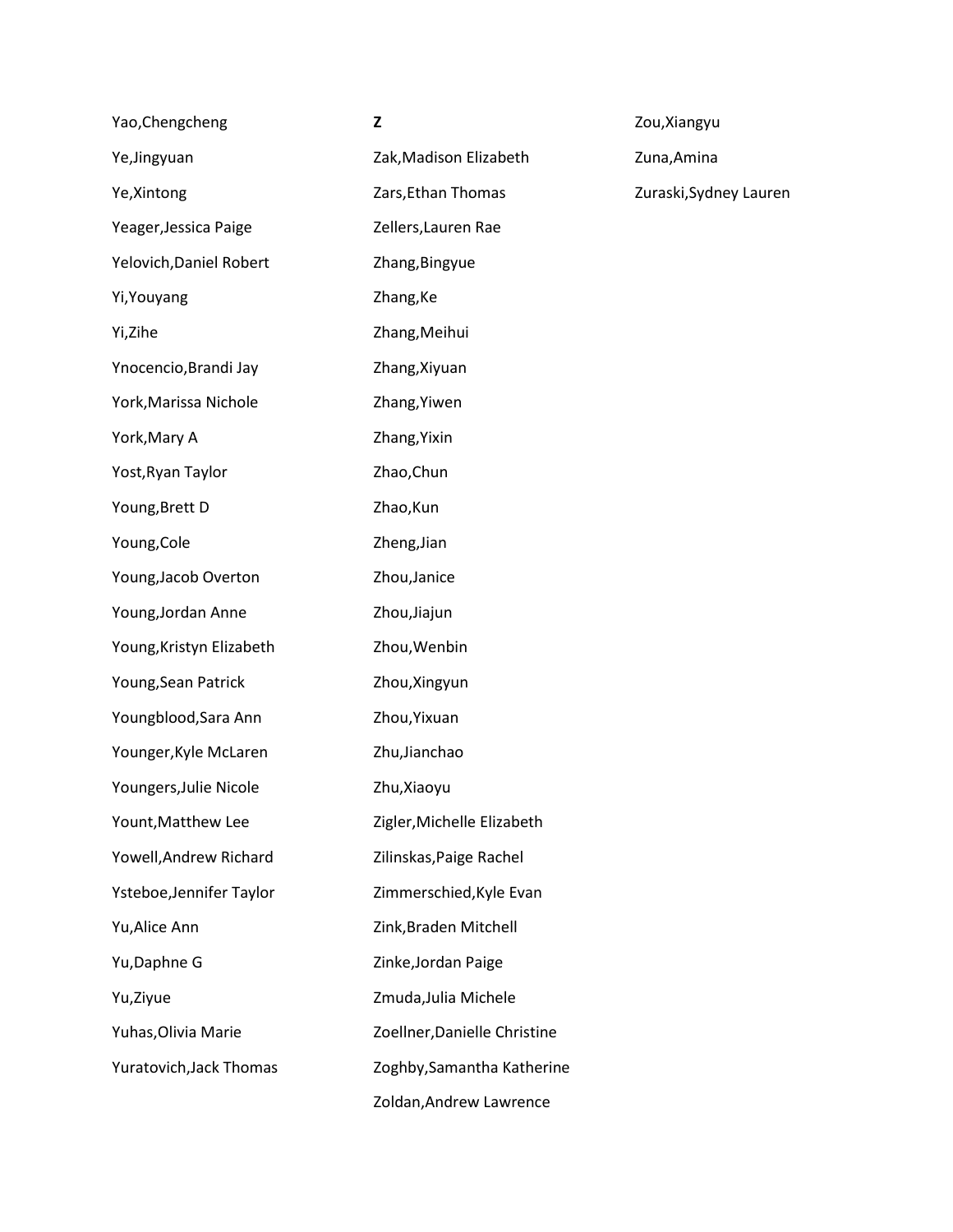Yao,Chengcheng

Ye,Jingyuan

Ye,Xintong

Yeager,Jessica Paige

Yelovich,Daniel Robert

Yi,Youyang

Yi,Zihe

Ynocencio,Brandi Jay

York,Marissa Nichole

York,Mary A

Yost,Ryan Taylor

Young,Brett D

Young,Cole

Young,Jacob Overton

Young,Jordan Anne

Young,Kristyn Elizabeth

Young,Sean Patrick

Youngblood,Sara Ann

Younger,Kyle McLaren

Youngers,Julie Nicole

Yount,Matthew Lee

Yowell,Andrew Richard

Ysteboe,Jennifer Taylor

Yu,Alice Ann

Yu,Daphne G

Yu,Ziyue

Yuhas,Olivia Marie

Yuratovich,Jack Thomas

**Z**

Zak,Madison Elizabeth

Zars,Ethan Thomas

Zellers,Lauren Rae

Zhang,Bingyue

Zhang,Ke

Zhang,Meihui

Zhang,Xiyuan

Zhang,Yiwen

Zhang,Yixin

Zhao,Chun

Zhao,Kun

Zheng,Jian

Zhou,Janice

Zhou,Jiajun

Zhou,Wenbin

Zhou,Xingyun

Zhou,Yixuan

Zhu,Jianchao

Zhu,Xiaoyu

Zigler,Michelle Elizabeth

Zilinskas,Paige Rachel

Zimmerschied,Kyle Evan

Zink,Braden Mitchell

Zinke,Jordan Paige

Zmuda,Julia Michele

Zoellner,Danielle Christine

Zoghby,Samantha Katherine

Zoldan,Andrew Lawrence

Zou,Xiangyu

Zuna,Amina

Zuraski,Sydney Lauren